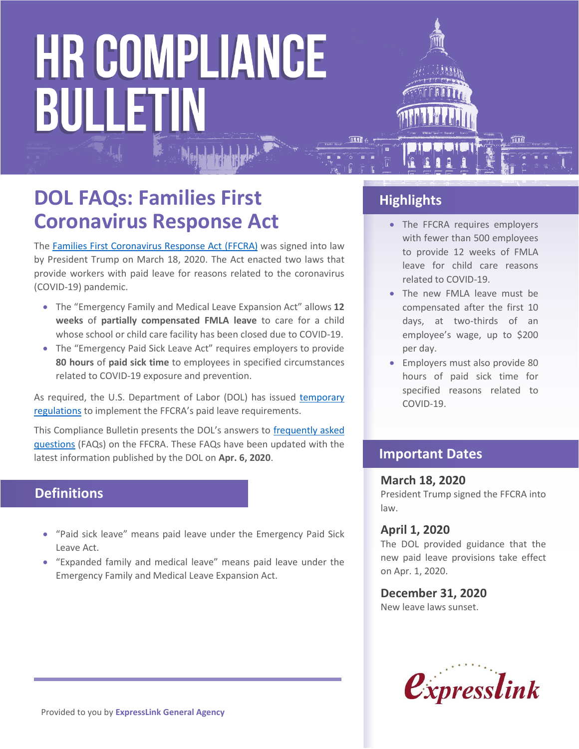# HR COMPLIANCE BULLETIN

## DOL FAQs: Families First Coronavirus Response Act

The Families First Coronavirus Response Act (FFCRA) was signed into law by President Trump on March 18, 2020. The Act enacted two laws that provide workers with paid leave for reasons related to the coronavirus (COVID-19) pandemic.

- The "Emergency Family and Medical Leave Expansion Act" allows **12 weeks** of **partially compensated FMLA leave** to care for a child whose school or child care facility has been closed due to COVID-19.
- The "Emergency Paid Sick Leave Act" requires employers to provide **80 hours** of **paid sick time** to employees in specified circumstances related to COVID-19 exposure and prevention.

As required, the U.S. Department of Labor (DOL) has issued temporary regulations to implement the FFCRA's paid leave requirements.

This Compliance Bulletin presents the DOL's answers to frequently asked questions (FAQs) on the FFCRA. These FAQs have been updated with the latest information published by the DOL on **Apr. 6, 2020**.

## Definitions

- "Paid sick leave" means paid leave under the Emergency Paid Sick Leave Act.
- "Expanded family and medical leave" means paid leave under the Emergency Family and Medical Leave Expansion Act.

## Highlights

- The FFCRA requires employers with fewer than 500 employees to provide 12 weeks of FMLA leave for child care reasons related to COVID-19.
- The new FMLA leave must be compensated after the first 10 days, at two-thirds of an employee's wage, up to $200 per day.
- Employers must also provide 80 hours of paid sick time for specified reasons related to COVID-19.

## Important Dates

### March 18, 2020
President Trump signed the FFCRA into law.

### April 1, 2020
The DOL provided guidance that the new paid leave provisions take effect on Apr. 1, 2020.

### December 31, 2020
New leave laws sunset.

Provided to you by **ExpressLink General Agency**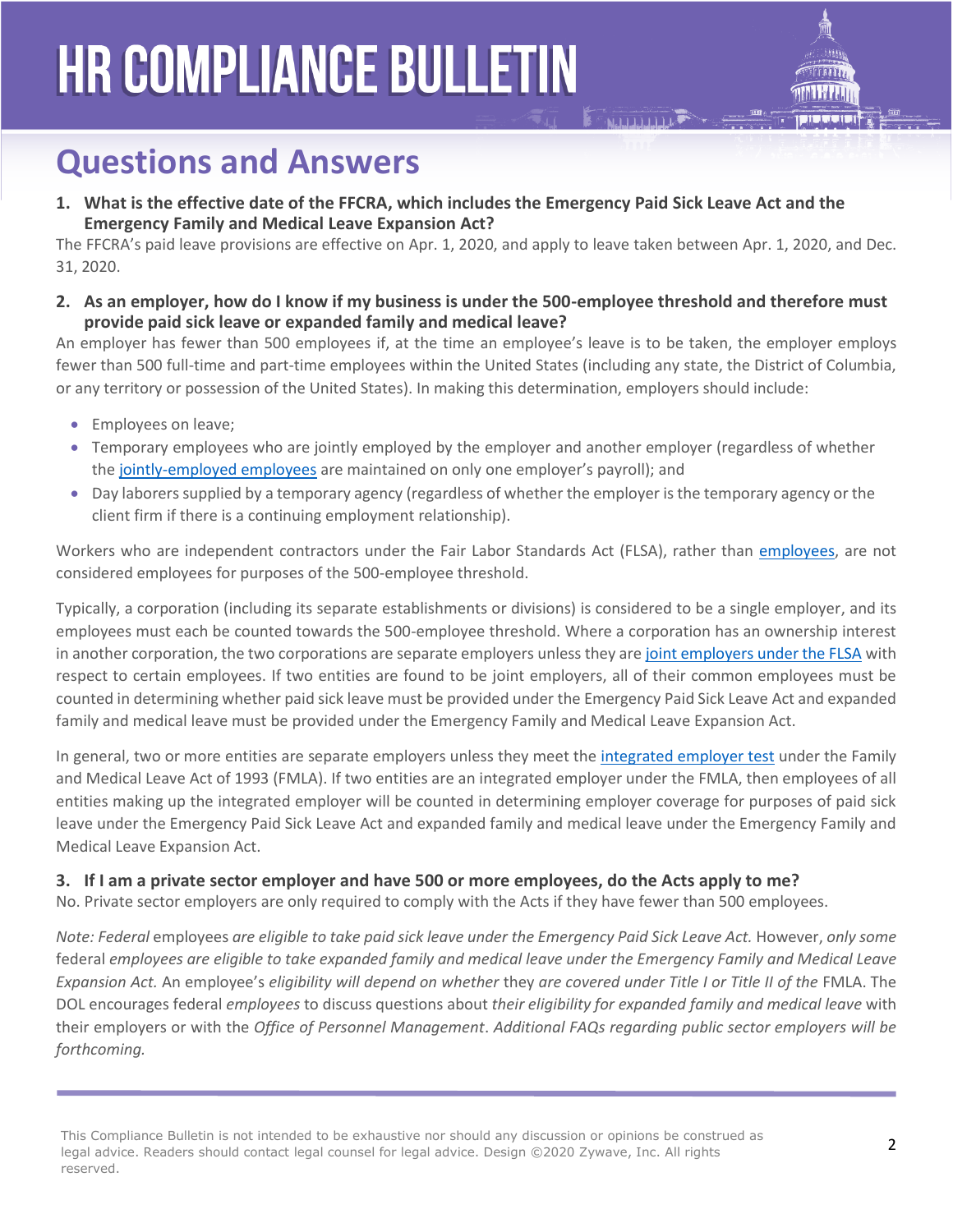## Questions and Answers

**1. What is the effective date of the FFCRA, which includes the Emergency Paid Sick Leave Act and the Emergency Family and Medical Leave Expansion Act?**

The FFCRA's paid leave provisions are effective on Apr. 1, 2020, and apply to leave taken between Apr. 1, 2020, and Dec. 31, 2020.

**2. As an employer, how do I know if my business is under the 500-employee threshold and therefore must provide paid sick leave or expanded family and medical leave?**

An employer has fewer than 500 employees if, at the time an employee's leave is to be taken, the employer employs fewer than 500 full-time and part-time employees within the United States (including any state, the District of Columbia, or any territory or possession of the United States). In making this determination, employers should include:

- Employees on leave;
- Temporary employees who are jointly employed by the employer and another employer (regardless of whether the jointly-employed employees are maintained on only one employer's payroll); and
- Day laborers supplied by a temporary agency (regardless of whether the employer is the temporary agency or the client firm if there is a continuing employment relationship).

Workers who are independent contractors under the Fair Labor Standards Act (FLSA), rather than employees, are not considered employees for purposes of the 500-employee threshold.

Typically, a corporation (including its separate establishments or divisions) is considered to be a single employer, and its employees must each be counted towards the 500-employee threshold. Where a corporation has an ownership interest in another corporation, the two corporations are separate employers unless they are joint employers under the FLSA with respect to certain employees. If two entities are found to be joint employers, all of their common employees must be counted in determining whether paid sick leave must be provided under the Emergency Paid Sick Leave Act and expanded family and medical leave must be provided under the Emergency Family and Medical Leave Expansion Act.

In general, two or more entities are separate employers unless they meet the integrated employer test under the Family and Medical Leave Act of 1993 (FMLA). If two entities are an integrated employer under the FMLA, then employees of all entities making up the integrated employer will be counted in determining employer coverage for purposes of paid sick leave under the Emergency Paid Sick Leave Act and expanded family and medical leave under the Emergency Family and Medical Leave Expansion Act.

**3. If I am a private sector employer and have 500 or more employees, do the Acts apply to me?**

No. Private sector employers are only required to comply with the Acts if they have fewer than 500 employees.

*Note: Federal* employees *are eligible to take paid sick leave under the Emergency Paid Sick Leave Act.* However, *only some* federal *employees are eligible to take expanded family and medical leave under the Emergency Family and Medical Leave Expansion Act.* An employee's *eligibility will depend on whether* they *are covered under Title I or Title II of the* FMLA. The DOL encourages federal *employees* to discuss questions about *their eligibility for expanded family and medical leave* with their employers or with the *Office of Personnel Management*. *Additional FAQs regarding public sector employers will be forthcoming.*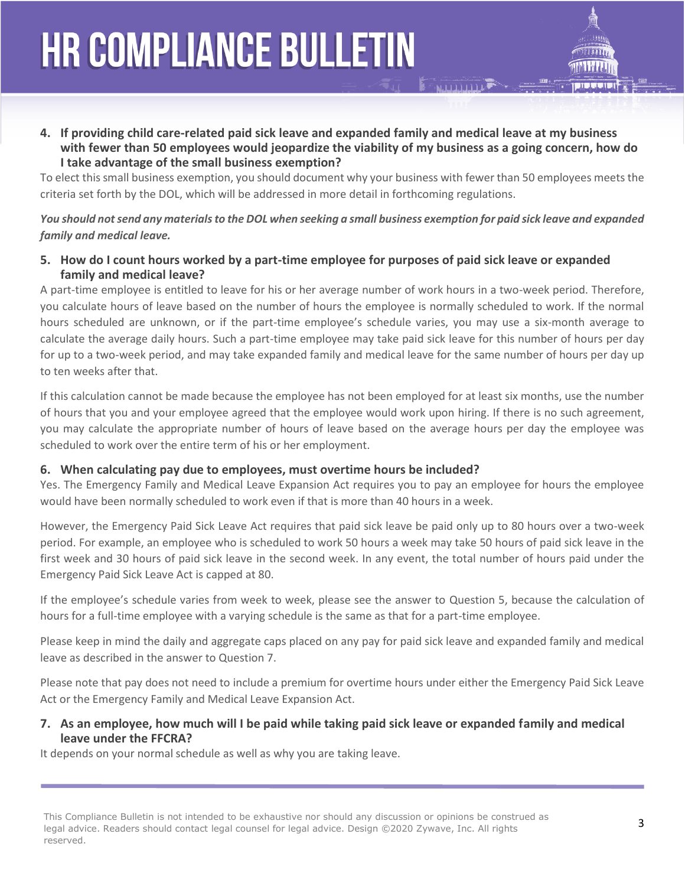**4. If providing child care-related paid sick leave and expanded family and medical leave at my business with fewer than 50 employees would jeopardize the viability of my business as a going concern, how do I take advantage of the small business exemption?**

To elect this small business exemption, you should document why your business with fewer than 50 employees meets the criteria set forth by the DOL, which will be addressed in more detail in forthcoming regulations.

***You should not send any materials to the DOL when seeking a small business exemption for paid sick leave and expanded family and medical leave.***

**5. How do I count hours worked by a part-time employee for purposes of paid sick leave or expanded family and medical leave?**

A part-time employee is entitled to leave for his or her average number of work hours in a two-week period. Therefore, you calculate hours of leave based on the number of hours the employee is normally scheduled to work. If the normal hours scheduled are unknown, or if the part-time employee's schedule varies, you may use a six-month average to calculate the average daily hours. Such a part-time employee may take paid sick leave for this number of hours per day for up to a two-week period, and may take expanded family and medical leave for the same number of hours per day up to ten weeks after that.

If this calculation cannot be made because the employee has not been employed for at least six months, use the number of hours that you and your employee agreed that the employee would work upon hiring. If there is no such agreement, you may calculate the appropriate number of hours of leave based on the average hours per day the employee was scheduled to work over the entire term of his or her employment.

**6. When calculating pay due to employees, must overtime hours be included?**

Yes. The Emergency Family and Medical Leave Expansion Act requires you to pay an employee for hours the employee would have been normally scheduled to work even if that is more than 40 hours in a week.

However, the Emergency Paid Sick Leave Act requires that paid sick leave be paid only up to 80 hours over a two-week period. For example, an employee who is scheduled to work 50 hours a week may take 50 hours of paid sick leave in the first week and 30 hours of paid sick leave in the second week. In any event, the total number of hours paid under the Emergency Paid Sick Leave Act is capped at 80.

If the employee's schedule varies from week to week, please see the answer to Question 5, because the calculation of hours for a full-time employee with a varying schedule is the same as that for a part-time employee.

Please keep in mind the daily and aggregate caps placed on any pay for paid sick leave and expanded family and medical leave as described in the answer to Question 7.

Please note that pay does not need to include a premium for overtime hours under either the Emergency Paid Sick Leave Act or the Emergency Family and Medical Leave Expansion Act.

**7. As an employee, how much will I be paid while taking paid sick leave or expanded family and medical leave under the FFCRA?**

It depends on your normal schedule as well as why you are taking leave.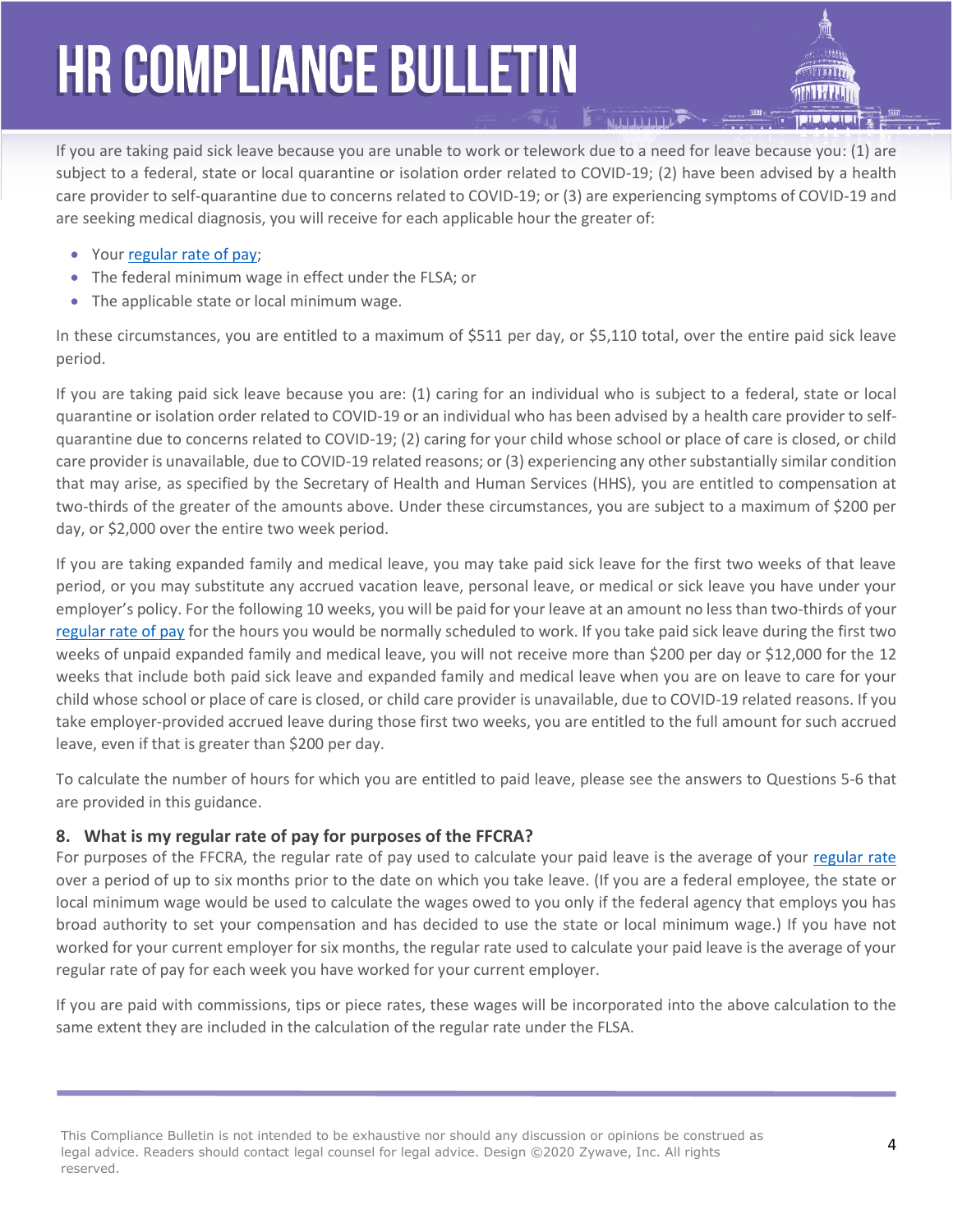If you are taking paid sick leave because you are unable to work or telework due to a need for leave because you: (1) are subject to a federal, state or local quarantine or isolation order related to COVID-19; (2) have been advised by a health care provider to self-quarantine due to concerns related to COVID-19; or (3) are experiencing symptoms of COVID-19 and are seeking medical diagnosis, you will receive for each applicable hour the greater of:

- Your regular rate of pay;
- The federal minimum wage in effect under the FLSA; or
- The applicable state or local minimum wage.

In these circumstances, you are entitled to a maximum of $511 per day, or $5,110 total, over the entire paid sick leave period.

If you are taking paid sick leave because you are: (1) caring for an individual who is subject to a federal, state or local quarantine or isolation order related to COVID-19 or an individual who has been advised by a health care provider to self-quarantine due to concerns related to COVID-19; (2) caring for your child whose school or place of care is closed, or child care provider is unavailable, due to COVID-19 related reasons; or (3) experiencing any other substantially similar condition that may arise, as specified by the Secretary of Health and Human Services (HHS), you are entitled to compensation at two-thirds of the greater of the amounts above. Under these circumstances, you are subject to a maximum of $200 per day, or $2,000 over the entire two week period.

If you are taking expanded family and medical leave, you may take paid sick leave for the first two weeks of that leave period, or you may substitute any accrued vacation leave, personal leave, or medical or sick leave you have under your employer's policy. For the following 10 weeks, you will be paid for your leave at an amount no less than two-thirds of your regular rate of pay for the hours you would be normally scheduled to work. If you take paid sick leave during the first two weeks of unpaid expanded family and medical leave, you will not receive more than $200 per day or $12,000 for the 12 weeks that include both paid sick leave and expanded family and medical leave when you are on leave to care for your child whose school or place of care is closed, or child care provider is unavailable, due to COVID-19 related reasons. If you take employer-provided accrued leave during those first two weeks, you are entitled to the full amount for such accrued leave, even if that is greater than $200 per day.

To calculate the number of hours for which you are entitled to paid leave, please see the answers to Questions 5-6 that are provided in this guidance.

### 8. What is my regular rate of pay for purposes of the FFCRA?

For purposes of the FFCRA, the regular rate of pay used to calculate your paid leave is the average of your regular rate over a period of up to six months prior to the date on which you take leave. (If you are a federal employee, the state or local minimum wage would be used to calculate the wages owed to you only if the federal agency that employs you has broad authority to set your compensation and has decided to use the state or local minimum wage.) If you have not worked for your current employer for six months, the regular rate used to calculate your paid leave is the average of your regular rate of pay for each week you have worked for your current employer.

If you are paid with commissions, tips or piece rates, these wages will be incorporated into the above calculation to the same extent they are included in the calculation of the regular rate under the FLSA.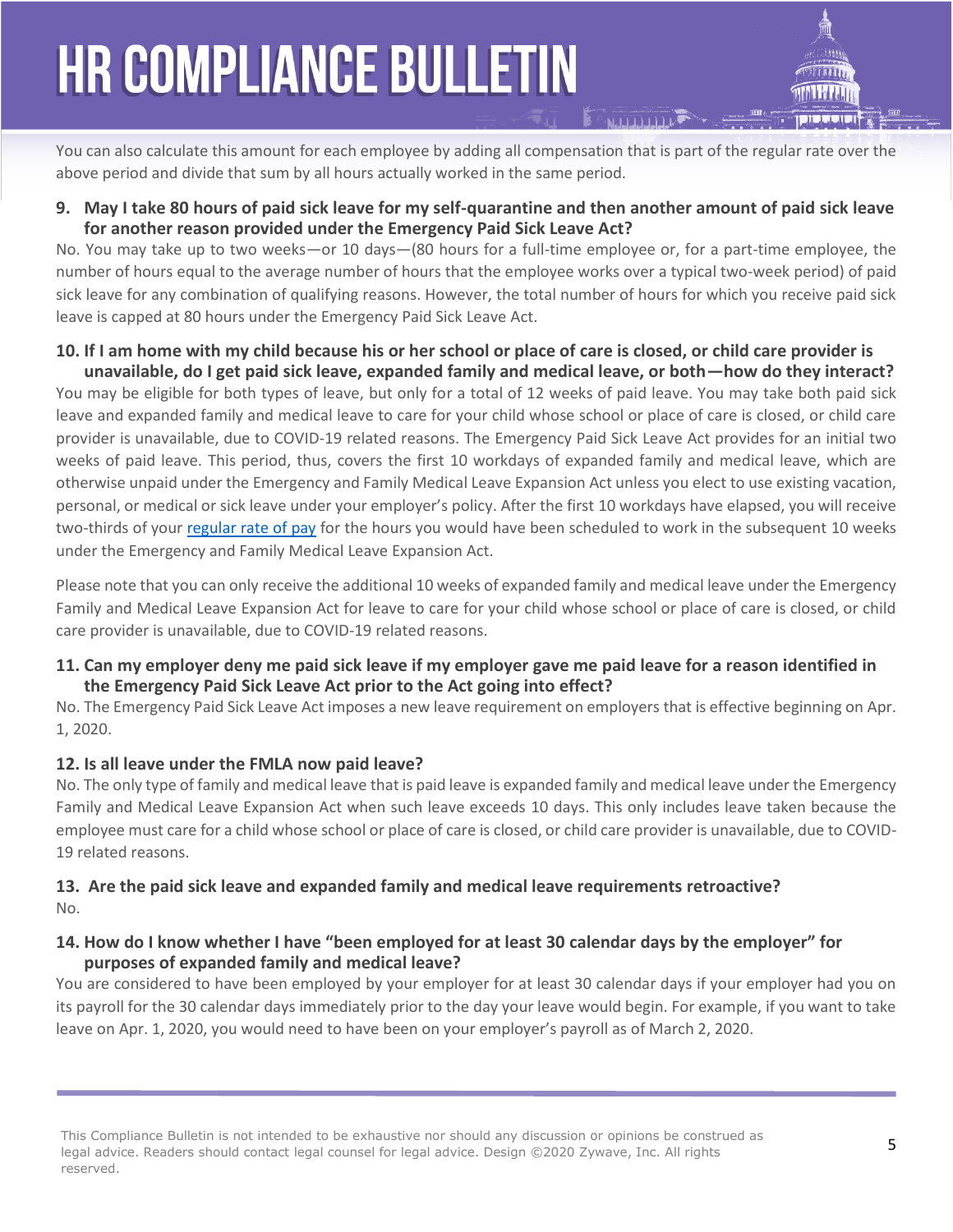You can also calculate this amount for each employee by adding all compensation that is part of the regular rate over the above period and divide that sum by all hours actually worked in the same period.

**9. May I take 80 hours of paid sick leave for my self-quarantine and then another amount of paid sick leave for another reason provided under the Emergency Paid Sick Leave Act?**

No. You may take up to two weeks—or 10 days—(80 hours for a full-time employee or, for a part-time employee, the number of hours equal to the average number of hours that the employee works over a typical two-week period) of paid sick leave for any combination of qualifying reasons. However, the total number of hours for which you receive paid sick leave is capped at 80 hours under the Emergency Paid Sick Leave Act.

**10. If I am home with my child because his or her school or place of care is closed, or child care provider is unavailable, do I get paid sick leave, expanded family and medical leave, or both—how do they interact?**

You may be eligible for both types of leave, but only for a total of 12 weeks of paid leave. You may take both paid sick leave and expanded family and medical leave to care for your child whose school or place of care is closed, or child care provider is unavailable, due to COVID-19 related reasons. The Emergency Paid Sick Leave Act provides for an initial two weeks of paid leave. This period, thus, covers the first 10 workdays of expanded family and medical leave, which are otherwise unpaid under the Emergency and Family Medical Leave Expansion Act unless you elect to use existing vacation, personal, or medical or sick leave under your employer's policy. After the first 10 workdays have elapsed, you will receive two-thirds of your regular rate of pay for the hours you would have been scheduled to work in the subsequent 10 weeks under the Emergency and Family Medical Leave Expansion Act.

Please note that you can only receive the additional 10 weeks of expanded family and medical leave under the Emergency Family and Medical Leave Expansion Act for leave to care for your child whose school or place of care is closed, or child care provider is unavailable, due to COVID-19 related reasons.

**11. Can my employer deny me paid sick leave if my employer gave me paid leave for a reason identified in the Emergency Paid Sick Leave Act prior to the Act going into effect?**

No. The Emergency Paid Sick Leave Act imposes a new leave requirement on employers that is effective beginning on Apr. 1, 2020.

**12. Is all leave under the FMLA now paid leave?**

No. The only type of family and medical leave that is paid leave is expanded family and medical leave under the Emergency Family and Medical Leave Expansion Act when such leave exceeds 10 days. This only includes leave taken because the employee must care for a child whose school or place of care is closed, or child care provider is unavailable, due to COVID-19 related reasons.

**13. Are the paid sick leave and expanded family and medical leave requirements retroactive?**

No.

**14. How do I know whether I have "been employed for at least 30 calendar days by the employer" for purposes of expanded family and medical leave?**

You are considered to have been employed by your employer for at least 30 calendar days if your employer had you on its payroll for the 30 calendar days immediately prior to the day your leave would begin. For example, if you want to take leave on Apr. 1, 2020, you would need to have been on your employer's payroll as of March 2, 2020.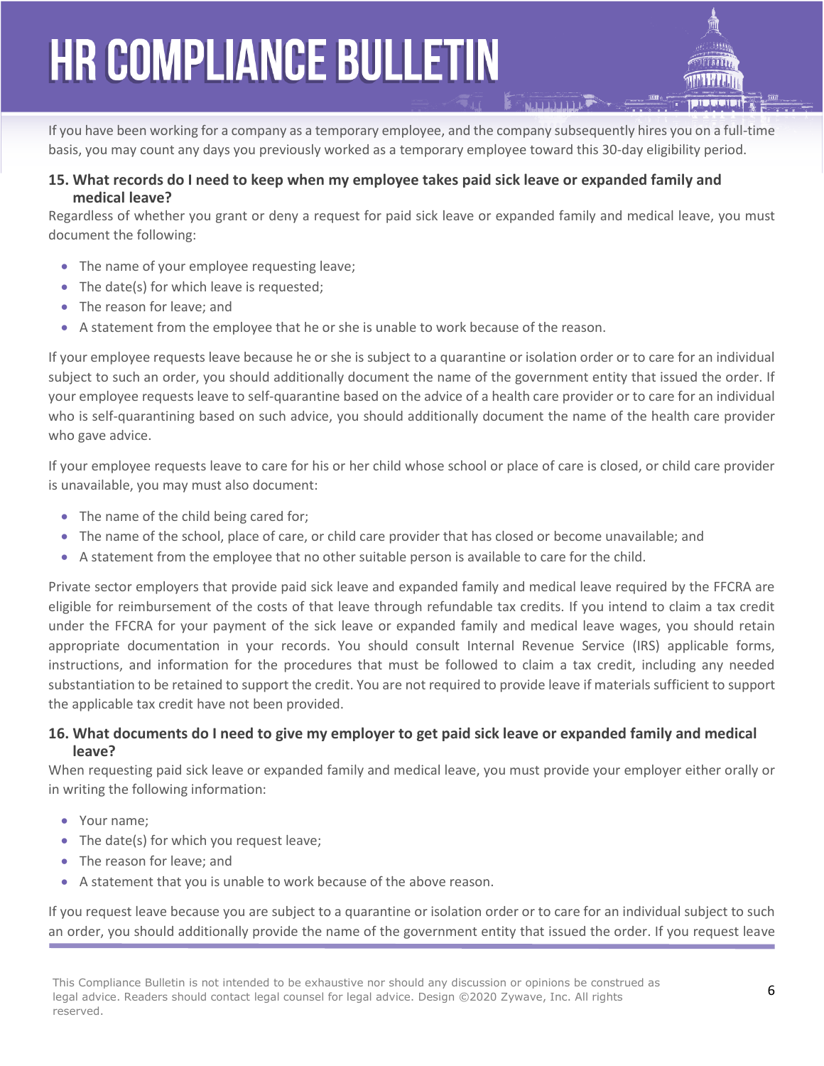If you have been working for a company as a temporary employee, and the company subsequently hires you on a full-time basis, you may count any days you previously worked as a temporary employee toward this 30-day eligibility period.

### 15. What records do I need to keep when my employee takes paid sick leave or expanded family and medical leave?

Regardless of whether you grant or deny a request for paid sick leave or expanded family and medical leave, you must document the following:

- The name of your employee requesting leave;
- The date(s) for which leave is requested;
- The reason for leave; and
- A statement from the employee that he or she is unable to work because of the reason.

If your employee requests leave because he or she is subject to a quarantine or isolation order or to care for an individual subject to such an order, you should additionally document the name of the government entity that issued the order. If your employee requests leave to self-quarantine based on the advice of a health care provider or to care for an individual who is self-quarantining based on such advice, you should additionally document the name of the health care provider who gave advice.

If your employee requests leave to care for his or her child whose school or place of care is closed, or child care provider is unavailable, you may must also document:

- The name of the child being cared for;
- The name of the school, place of care, or child care provider that has closed or become unavailable; and
- A statement from the employee that no other suitable person is available to care for the child.

Private sector employers that provide paid sick leave and expanded family and medical leave required by the FFCRA are eligible for reimbursement of the costs of that leave through refundable tax credits. If you intend to claim a tax credit under the FFCRA for your payment of the sick leave or expanded family and medical leave wages, you should retain appropriate documentation in your records. You should consult Internal Revenue Service (IRS) applicable forms, instructions, and information for the procedures that must be followed to claim a tax credit, including any needed substantiation to be retained to support the credit. You are not required to provide leave if materials sufficient to support the applicable tax credit have not been provided.

### 16. What documents do I need to give my employer to get paid sick leave or expanded family and medical leave?

When requesting paid sick leave or expanded family and medical leave, you must provide your employer either orally or in writing the following information:

- Your name;
- The date(s) for which you request leave;
- The reason for leave; and
- A statement that you is unable to work because of the above reason.

If you request leave because you are subject to a quarantine or isolation order or to care for an individual subject to such an order, you should additionally provide the name of the government entity that issued the order. If you request leave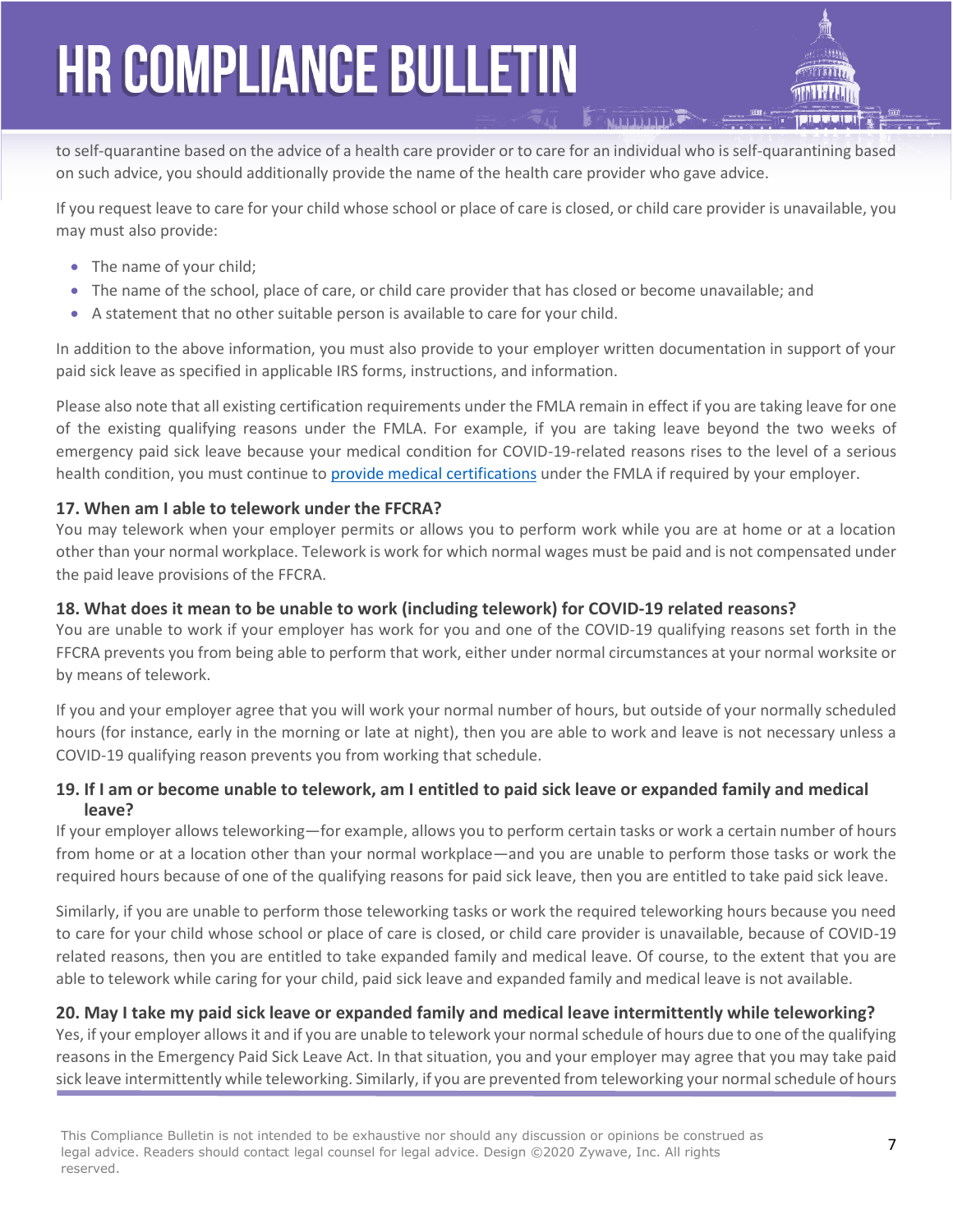to self-quarantine based on the advice of a health care provider or to care for an individual who is self-quarantining based on such advice, you should additionally provide the name of the health care provider who gave advice.

If you request leave to care for your child whose school or place of care is closed, or child care provider is unavailable, you may must also provide:

- The name of your child;
- The name of the school, place of care, or child care provider that has closed or become unavailable; and
- A statement that no other suitable person is available to care for your child.

In addition to the above information, you must also provide to your employer written documentation in support of your paid sick leave as specified in applicable IRS forms, instructions, and information.

Please also note that all existing certification requirements under the FMLA remain in effect if you are taking leave for one of the existing qualifying reasons under the FMLA. For example, if you are taking leave beyond the two weeks of emergency paid sick leave because your medical condition for COVID-19-related reasons rises to the level of a serious health condition, you must continue to [provide medical certifications] under the FMLA if required by your employer.

### 17. When am I able to telework under the FFCRA?

You may telework when your employer permits or allows you to perform work while you are at home or at a location other than your normal workplace. Telework is work for which normal wages must be paid and is not compensated under the paid leave provisions of the FFCRA.

### 18. What does it mean to be unable to work (including telework) for COVID-19 related reasons?

You are unable to work if your employer has work for you and one of the COVID-19 qualifying reasons set forth in the FFCRA prevents you from being able to perform that work, either under normal circumstances at your normal worksite or by means of telework.

If you and your employer agree that you will work your normal number of hours, but outside of your normally scheduled hours (for instance, early in the morning or late at night), then you are able to work and leave is not necessary unless a COVID-19 qualifying reason prevents you from working that schedule.

### 19. If I am or become unable to telework, am I entitled to paid sick leave or expanded family and medical leave?

If your employer allows teleworking—for example, allows you to perform certain tasks or work a certain number of hours from home or at a location other than your normal workplace—and you are unable to perform those tasks or work the required hours because of one of the qualifying reasons for paid sick leave, then you are entitled to take paid sick leave.

Similarly, if you are unable to perform those teleworking tasks or work the required teleworking hours because you need to care for your child whose school or place of care is closed, or child care provider is unavailable, because of COVID-19 related reasons, then you are entitled to take expanded family and medical leave. Of course, to the extent that you are able to telework while caring for your child, paid sick leave and expanded family and medical leave is not available.

### 20. May I take my paid sick leave or expanded family and medical leave intermittently while teleworking?

Yes, if your employer allows it and if you are unable to telework your normal schedule of hours due to one of the qualifying reasons in the Emergency Paid Sick Leave Act. In that situation, you and your employer may agree that you may take paid sick leave intermittently while teleworking. Similarly, if you are prevented from teleworking your normal schedule of hours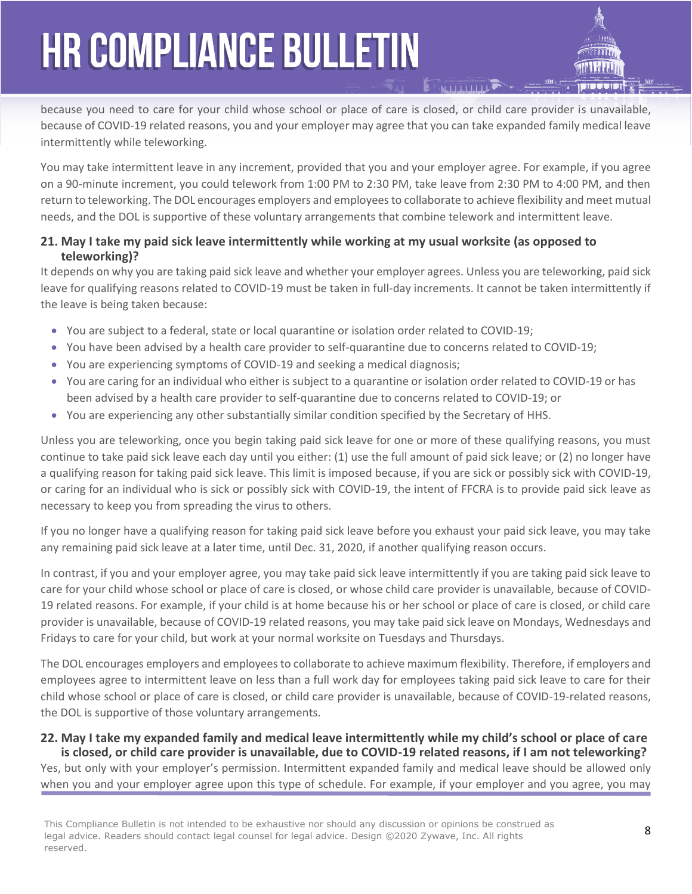because you need to care for your child whose school or place of care is closed, or child care provider is unavailable, because of COVID-19 related reasons, you and your employer may agree that you can take expanded family medical leave intermittently while teleworking.

You may take intermittent leave in any increment, provided that you and your employer agree. For example, if you agree on a 90-minute increment, you could telework from 1:00 PM to 2:30 PM, take leave from 2:30 PM to 4:00 PM, and then return to teleworking. The DOL encourages employers and employees to collaborate to achieve flexibility and meet mutual needs, and the DOL is supportive of these voluntary arrangements that combine telework and intermittent leave.

### 21. May I take my paid sick leave intermittently while working at my usual worksite (as opposed to teleworking)?

It depends on why you are taking paid sick leave and whether your employer agrees. Unless you are teleworking, paid sick leave for qualifying reasons related to COVID-19 must be taken in full-day increments. It cannot be taken intermittently if the leave is being taken because:

- You are subject to a federal, state or local quarantine or isolation order related to COVID-19;
- You have been advised by a health care provider to self-quarantine due to concerns related to COVID-19;
- You are experiencing symptoms of COVID-19 and seeking a medical diagnosis;
- You are caring for an individual who either is subject to a quarantine or isolation order related to COVID-19 or has been advised by a health care provider to self-quarantine due to concerns related to COVID-19; or
- You are experiencing any other substantially similar condition specified by the Secretary of HHS.

Unless you are teleworking, once you begin taking paid sick leave for one or more of these qualifying reasons, you must continue to take paid sick leave each day until you either: (1) use the full amount of paid sick leave; or (2) no longer have a qualifying reason for taking paid sick leave. This limit is imposed because, if you are sick or possibly sick with COVID-19, or caring for an individual who is sick or possibly sick with COVID-19, the intent of FFCRA is to provide paid sick leave as necessary to keep you from spreading the virus to others.

If you no longer have a qualifying reason for taking paid sick leave before you exhaust your paid sick leave, you may take any remaining paid sick leave at a later time, until Dec. 31, 2020, if another qualifying reason occurs.

In contrast, if you and your employer agree, you may take paid sick leave intermittently if you are taking paid sick leave to care for your child whose school or place of care is closed, or whose child care provider is unavailable, because of COVID-19 related reasons. For example, if your child is at home because his or her school or place of care is closed, or child care provider is unavailable, because of COVID-19 related reasons, you may take paid sick leave on Mondays, Wednesdays and Fridays to care for your child, but work at your normal worksite on Tuesdays and Thursdays.

The DOL encourages employers and employees to collaborate to achieve maximum flexibility. Therefore, if employers and employees agree to intermittent leave on less than a full work day for employees taking paid sick leave to care for their child whose school or place of care is closed, or child care provider is unavailable, because of COVID-19-related reasons, the DOL is supportive of those voluntary arrangements.

### 22. May I take my expanded family and medical leave intermittently while my child's school or place of care is closed, or child care provider is unavailable, due to COVID-19 related reasons, if I am not teleworking?

Yes, but only with your employer's permission. Intermittent expanded family and medical leave should be allowed only when you and your employer agree upon this type of schedule. For example, if your employer and you agree, you may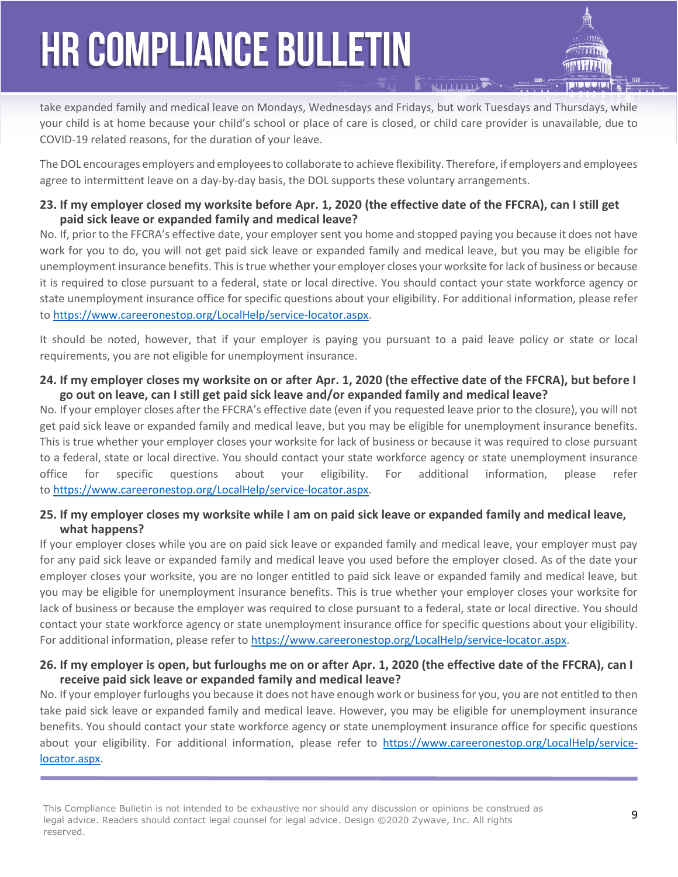take expanded family and medical leave on Mondays, Wednesdays and Fridays, but work Tuesdays and Thursdays, while your child is at home because your child's school or place of care is closed, or child care provider is unavailable, due to COVID-19 related reasons, for the duration of your leave.

The DOL encourages employers and employees to collaborate to achieve flexibility. Therefore, if employers and employees agree to intermittent leave on a day-by-day basis, the DOL supports these voluntary arrangements.

**23. If my employer closed my worksite before Apr. 1, 2020 (the effective date of the FFCRA), can I still get paid sick leave or expanded family and medical leave?**

No. If, prior to the FFCRA's effective date, your employer sent you home and stopped paying you because it does not have work for you to do, you will not get paid sick leave or expanded family and medical leave, but you may be eligible for unemployment insurance benefits. This is true whether your employer closes your worksite for lack of business or because it is required to close pursuant to a federal, state or local directive. You should contact your state workforce agency or state unemployment insurance office for specific questions about your eligibility. For additional information, please refer to https://www.careeronestop.org/LocalHelp/service-locator.aspx.

It should be noted, however, that if your employer is paying you pursuant to a paid leave policy or state or local requirements, you are not eligible for unemployment insurance.

**24. If my employer closes my worksite on or after Apr. 1, 2020 (the effective date of the FFCRA), but before I go out on leave, can I still get paid sick leave and/or expanded family and medical leave?**

No. If your employer closes after the FFCRA's effective date (even if you requested leave prior to the closure), you will not get paid sick leave or expanded family and medical leave, but you may be eligible for unemployment insurance benefits. This is true whether your employer closes your worksite for lack of business or because it was required to close pursuant to a federal, state or local directive. You should contact your state workforce agency or state unemployment insurance office for specific questions about your eligibility. For additional information, please refer to https://www.careeronestop.org/LocalHelp/service-locator.aspx.

**25. If my employer closes my worksite while I am on paid sick leave or expanded family and medical leave, what happens?**

If your employer closes while you are on paid sick leave or expanded family and medical leave, your employer must pay for any paid sick leave or expanded family and medical leave you used before the employer closed. As of the date your employer closes your worksite, you are no longer entitled to paid sick leave or expanded family and medical leave, but you may be eligible for unemployment insurance benefits. This is true whether your employer closes your worksite for lack of business or because the employer was required to close pursuant to a federal, state or local directive. You should contact your state workforce agency or state unemployment insurance office for specific questions about your eligibility. For additional information, please refer to https://www.careeronestop.org/LocalHelp/service-locator.aspx.

**26. If my employer is open, but furloughs me on or after Apr. 1, 2020 (the effective date of the FFCRA), can I receive paid sick leave or expanded family and medical leave?**

No. If your employer furloughs you because it does not have enough work or business for you, you are not entitled to then take paid sick leave or expanded family and medical leave. However, you may be eligible for unemployment insurance benefits. You should contact your state workforce agency or state unemployment insurance office for specific questions about your eligibility. For additional information, please refer to https://www.careeronestop.org/LocalHelp/service-locator.aspx.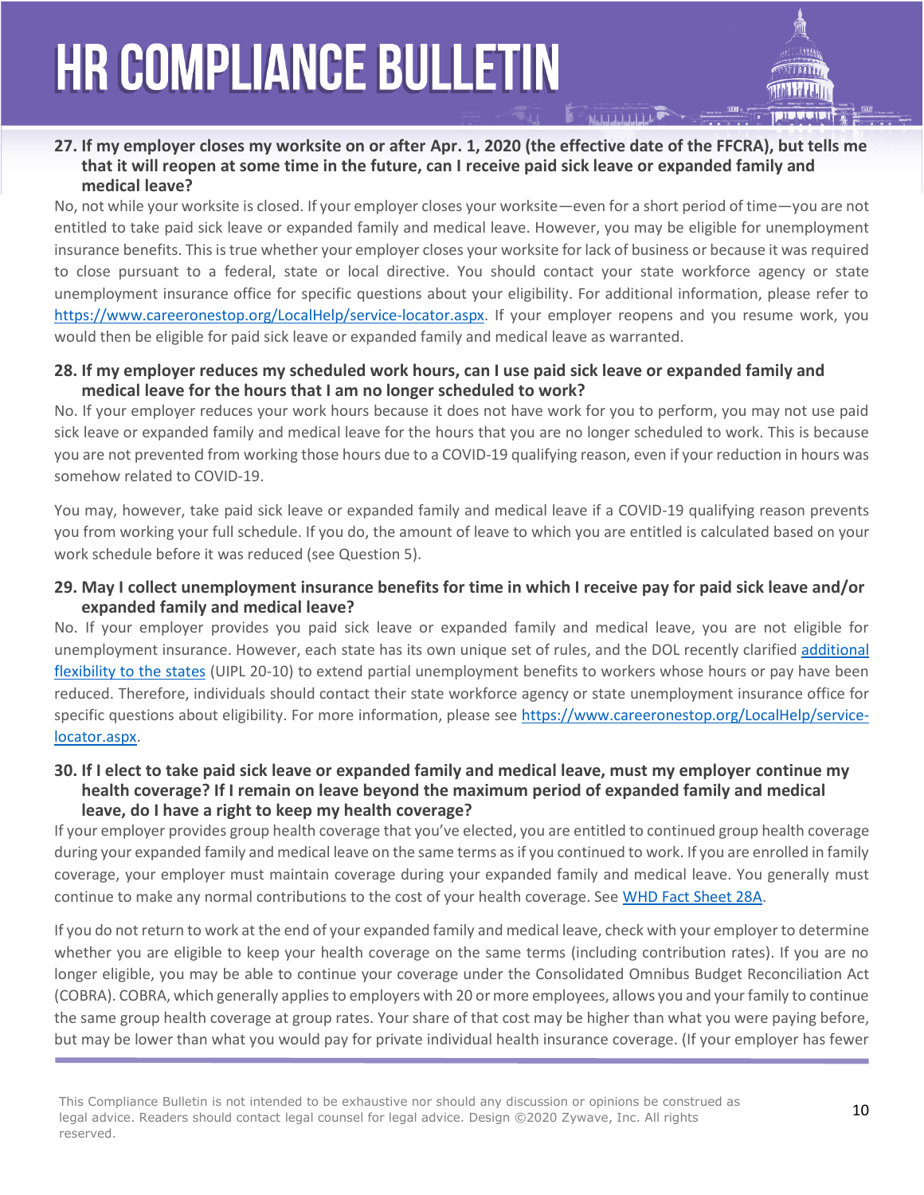**27. If my employer closes my worksite on or after Apr. 1, 2020 (the effective date of the FFCRA), but tells me that it will reopen at some time in the future, can I receive paid sick leave or expanded family and medical leave?**

No, not while your worksite is closed. If your employer closes your worksite—even for a short period of time—you are not entitled to take paid sick leave or expanded family and medical leave. However, you may be eligible for unemployment insurance benefits. This is true whether your employer closes your worksite for lack of business or because it was required to close pursuant to a federal, state or local directive. You should contact your state workforce agency or state unemployment insurance office for specific questions about your eligibility. For additional information, please refer to https://www.careeronestop.org/LocalHelp/service-locator.aspx. If your employer reopens and you resume work, you would then be eligible for paid sick leave or expanded family and medical leave as warranted.

**28. If my employer reduces my scheduled work hours, can I use paid sick leave or expanded family and medical leave for the hours that I am no longer scheduled to work?**

No. If your employer reduces your work hours because it does not have work for you to perform, you may not use paid sick leave or expanded family and medical leave for the hours that you are no longer scheduled to work. This is because you are not prevented from working those hours due to a COVID-19 qualifying reason, even if your reduction in hours was somehow related to COVID-19.

You may, however, take paid sick leave or expanded family and medical leave if a COVID-19 qualifying reason prevents you from working your full schedule. If you do, the amount of leave to which you are entitled is calculated based on your work schedule before it was reduced (see Question 5).

**29. May I collect unemployment insurance benefits for time in which I receive pay for paid sick leave and/or expanded family and medical leave?**

No. If your employer provides you paid sick leave or expanded family and medical leave, you are not eligible for unemployment insurance. However, each state has its own unique set of rules, and the DOL recently clarified additional flexibility to the states (UIPL 20-10) to extend partial unemployment benefits to workers whose hours or pay have been reduced. Therefore, individuals should contact their state workforce agency or state unemployment insurance office for specific questions about eligibility. For more information, please see https://www.careeronestop.org/LocalHelp/service-locator.aspx.

**30. If I elect to take paid sick leave or expanded family and medical leave, must my employer continue my health coverage? If I remain on leave beyond the maximum period of expanded family and medical leave, do I have a right to keep my health coverage?**

If your employer provides group health coverage that you've elected, you are entitled to continued group health coverage during your expanded family and medical leave on the same terms as if you continued to work. If you are enrolled in family coverage, your employer must maintain coverage during your expanded family and medical leave. You generally must continue to make any normal contributions to the cost of your health coverage. See WHD Fact Sheet 28A.

If you do not return to work at the end of your expanded family and medical leave, check with your employer to determine whether you are eligible to keep your health coverage on the same terms (including contribution rates). If you are no longer eligible, you may be able to continue your coverage under the Consolidated Omnibus Budget Reconciliation Act (COBRA). COBRA, which generally applies to employers with 20 or more employees, allows you and your family to continue the same group health coverage at group rates. Your share of that cost may be higher than what you were paying before, but may be lower than what you would pay for private individual health insurance coverage. (If your employer has fewer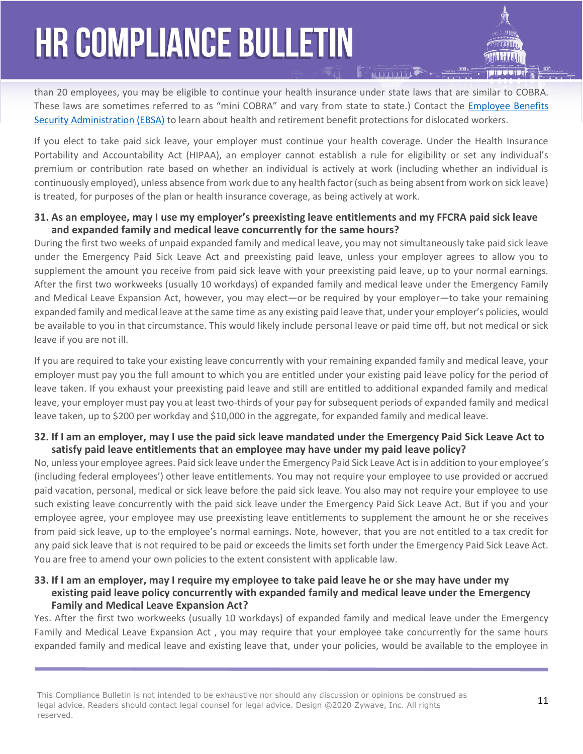than 20 employees, you may be eligible to continue your health insurance under state laws that are similar to COBRA. These laws are sometimes referred to as "mini COBRA" and vary from state to state.) Contact the [Employee Benefits Security Administration (EBSA)] to learn about health and retirement benefit protections for dislocated workers.

If you elect to take paid sick leave, your employer must continue your health coverage. Under the Health Insurance Portability and Accountability Act (HIPAA), an employer cannot establish a rule for eligibility or set any individual's premium or contribution rate based on whether an individual is actively at work (including whether an individual is continuously employed), unless absence from work due to any health factor (such as being absent from work on sick leave) is treated, for purposes of the plan or health insurance coverage, as being actively at work.

**31. As an employee, may I use my employer's preexisting leave entitlements and my FFCRA paid sick leave and expanded family and medical leave concurrently for the same hours?**

During the first two weeks of unpaid expanded family and medical leave, you may not simultaneously take paid sick leave under the Emergency Paid Sick Leave Act and preexisting paid leave, unless your employer agrees to allow you to supplement the amount you receive from paid sick leave with your preexisting paid leave, up to your normal earnings. After the first two workweeks (usually 10 workdays) of expanded family and medical leave under the Emergency Family and Medical Leave Expansion Act, however, you may elect—or be required by your employer—to take your remaining expanded family and medical leave at the same time as any existing paid leave that, under your employer's policies, would be available to you in that circumstance. This would likely include personal leave or paid time off, but not medical or sick leave if you are not ill.

If you are required to take your existing leave concurrently with your remaining expanded family and medical leave, your employer must pay you the full amount to which you are entitled under your existing paid leave policy for the period of leave taken. If you exhaust your preexisting paid leave and still are entitled to additional expanded family and medical leave, your employer must pay you at least two-thirds of your pay for subsequent periods of expanded family and medical leave taken, up to $200 per workday and $10,000 in the aggregate, for expanded family and medical leave.

**32. If I am an employer, may I use the paid sick leave mandated under the Emergency Paid Sick Leave Act to satisfy paid leave entitlements that an employee may have under my paid leave policy?**

No, unless your employee agrees. Paid sick leave under the Emergency Paid Sick Leave Act is in addition to your employee's (including federal employees') other leave entitlements. You may not require your employee to use provided or accrued paid vacation, personal, medical or sick leave before the paid sick leave. You also may not require your employee to use such existing leave concurrently with the paid sick leave under the Emergency Paid Sick Leave Act. But if you and your employee agree, your employee may use preexisting leave entitlements to supplement the amount he or she receives from paid sick leave, up to the employee's normal earnings. Note, however, that you are not entitled to a tax credit for any paid sick leave that is not required to be paid or exceeds the limits set forth under the Emergency Paid Sick Leave Act. You are free to amend your own policies to the extent consistent with applicable law.

**33. If I am an employer, may I require my employee to take paid leave he or she may have under my existing paid leave policy concurrently with expanded family and medical leave under the Emergency Family and Medical Leave Expansion Act?**

Yes. After the first two workweeks (usually 10 workdays) of expanded family and medical leave under the Emergency Family and Medical Leave Expansion Act , you may require that your employee take concurrently for the same hours expanded family and medical leave and existing leave that, under your policies, would be available to the employee in

This Compliance Bulletin is not intended to be exhaustive nor should any discussion or opinions be construed as legal advice. Readers should contact legal counsel for legal advice. Design ©2020 Zywave, Inc. All rights reserved.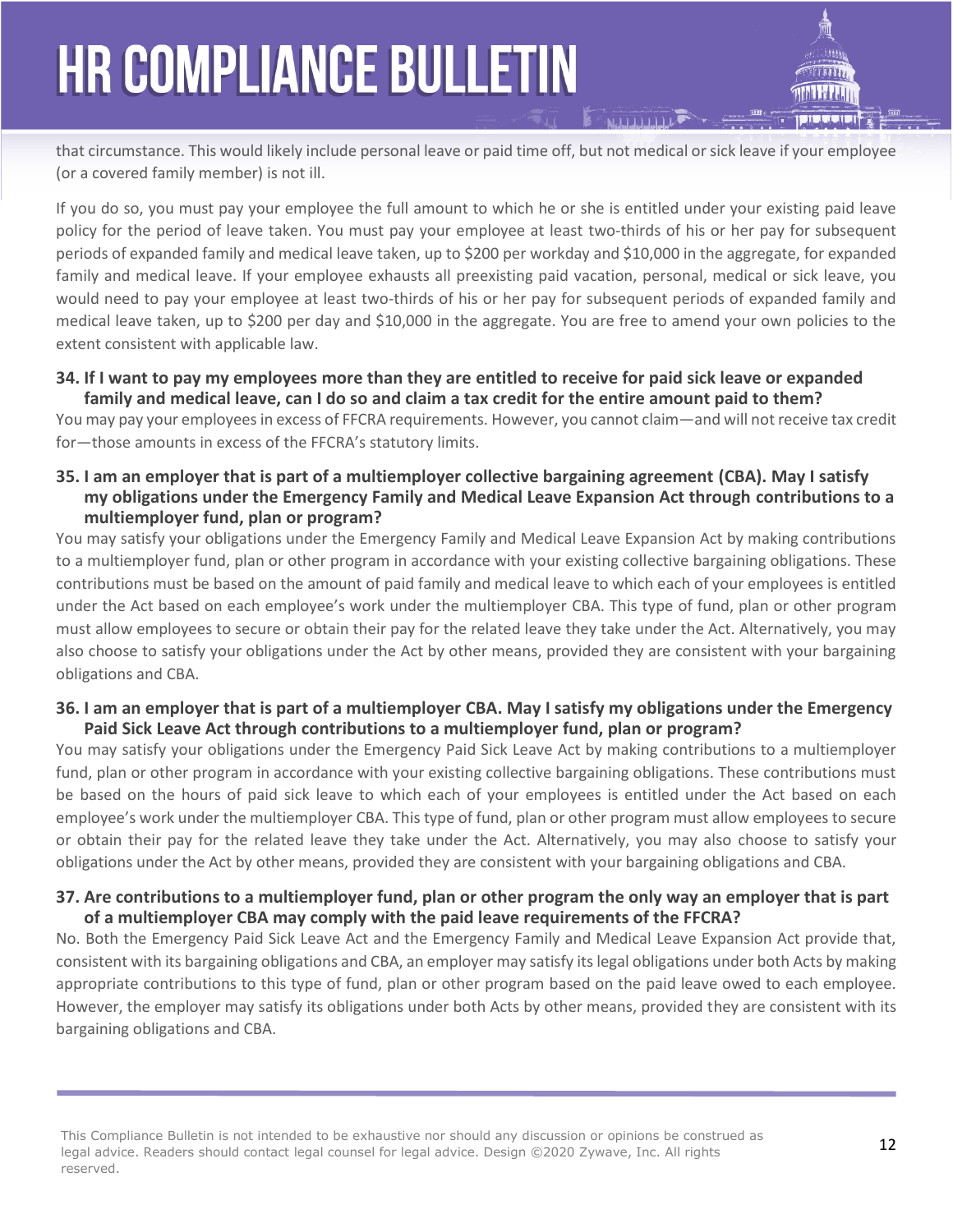that circumstance. This would likely include personal leave or paid time off, but not medical or sick leave if your employee (or a covered family member) is not ill.

If you do so, you must pay your employee the full amount to which he or she is entitled under your existing paid leave policy for the period of leave taken. You must pay your employee at least two-thirds of his or her pay for subsequent periods of expanded family and medical leave taken, up to $200 per workday and $10,000 in the aggregate, for expanded family and medical leave. If your employee exhausts all preexisting paid vacation, personal, medical or sick leave, you would need to pay your employee at least two-thirds of his or her pay for subsequent periods of expanded family and medical leave taken, up to $200 per day and $10,000 in the aggregate. You are free to amend your own policies to the extent consistent with applicable law.

**34. If I want to pay my employees more than they are entitled to receive for paid sick leave or expanded family and medical leave, can I do so and claim a tax credit for the entire amount paid to them?**

You may pay your employees in excess of FFCRA requirements. However, you cannot claim—and will not receive tax credit for—those amounts in excess of the FFCRA's statutory limits.

**35. I am an employer that is part of a multiemployer collective bargaining agreement (CBA). May I satisfy my obligations under the Emergency Family and Medical Leave Expansion Act through contributions to a multiemployer fund, plan or program?**

You may satisfy your obligations under the Emergency Family and Medical Leave Expansion Act by making contributions to a multiemployer fund, plan or other program in accordance with your existing collective bargaining obligations. These contributions must be based on the amount of paid family and medical leave to which each of your employees is entitled under the Act based on each employee's work under the multiemployer CBA. This type of fund, plan or other program must allow employees to secure or obtain their pay for the related leave they take under the Act. Alternatively, you may also choose to satisfy your obligations under the Act by other means, provided they are consistent with your bargaining obligations and CBA.

**36. I am an employer that is part of a multiemployer CBA. May I satisfy my obligations under the Emergency Paid Sick Leave Act through contributions to a multiemployer fund, plan or program?**

You may satisfy your obligations under the Emergency Paid Sick Leave Act by making contributions to a multiemployer fund, plan or other program in accordance with your existing collective bargaining obligations. These contributions must be based on the hours of paid sick leave to which each of your employees is entitled under the Act based on each employee's work under the multiemployer CBA. This type of fund, plan or other program must allow employees to secure or obtain their pay for the related leave they take under the Act. Alternatively, you may also choose to satisfy your obligations under the Act by other means, provided they are consistent with your bargaining obligations and CBA.

**37. Are contributions to a multiemployer fund, plan or other program the only way an employer that is part of a multiemployer CBA may comply with the paid leave requirements of the FFCRA?**

No. Both the Emergency Paid Sick Leave Act and the Emergency Family and Medical Leave Expansion Act provide that, consistent with its bargaining obligations and CBA, an employer may satisfy its legal obligations under both Acts by making appropriate contributions to this type of fund, plan or other program based on the paid leave owed to each employee. However, the employer may satisfy its obligations under both Acts by other means, provided they are consistent with its bargaining obligations and CBA.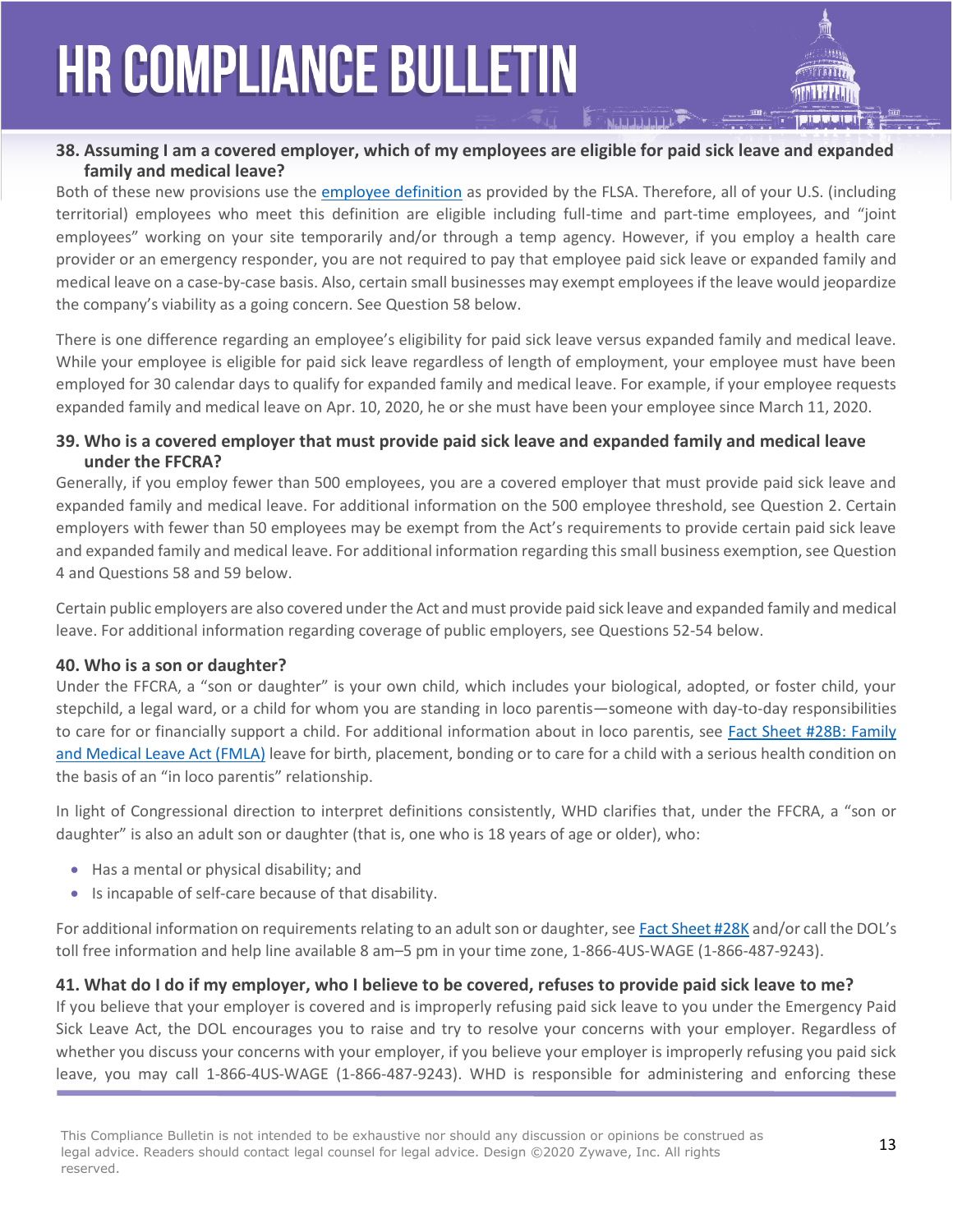**38. Assuming I am a covered employer, which of my employees are eligible for paid sick leave and expanded family and medical leave?**

Both of these new provisions use the [employee definition](#) as provided by the FLSA. Therefore, all of your U.S. (including territorial) employees who meet this definition are eligible including full-time and part-time employees, and "joint employees" working on your site temporarily and/or through a temp agency. However, if you employ a health care provider or an emergency responder, you are not required to pay that employee paid sick leave or expanded family and medical leave on a case-by-case basis. Also, certain small businesses may exempt employees if the leave would jeopardize the company's viability as a going concern. See Question 58 below.

There is one difference regarding an employee's eligibility for paid sick leave versus expanded family and medical leave. While your employee is eligible for paid sick leave regardless of length of employment, your employee must have been employed for 30 calendar days to qualify for expanded family and medical leave. For example, if your employee requests expanded family and medical leave on Apr. 10, 2020, he or she must have been your employee since March 11, 2020.

**39. Who is a covered employer that must provide paid sick leave and expanded family and medical leave under the FFCRA?**

Generally, if you employ fewer than 500 employees, you are a covered employer that must provide paid sick leave and expanded family and medical leave. For additional information on the 500 employee threshold, see Question 2. Certain employers with fewer than 50 employees may be exempt from the Act's requirements to provide certain paid sick leave and expanded family and medical leave. For additional information regarding this small business exemption, see Question 4 and Questions 58 and 59 below.

Certain public employers are also covered under the Act and must provide paid sick leave and expanded family and medical leave. For additional information regarding coverage of public employers, see Questions 52-54 below.

**40. Who is a son or daughter?**

Under the FFCRA, a "son or daughter" is your own child, which includes your biological, adopted, or foster child, your stepchild, a legal ward, or a child for whom you are standing in loco parentis—someone with day-to-day responsibilities to care for or financially support a child. For additional information about in loco parentis, see [Fact Sheet #28B: Family and Medical Leave Act (FMLA)](#) leave for birth, placement, bonding or to care for a child with a serious health condition on the basis of an "in loco parentis" relationship.

In light of Congressional direction to interpret definitions consistently, WHD clarifies that, under the FFCRA, a "son or daughter" is also an adult son or daughter (that is, one who is 18 years of age or older), who:

- Has a mental or physical disability; and
- Is incapable of self-care because of that disability.

For additional information on requirements relating to an adult son or daughter, see [Fact Sheet #28K](#) and/or call the DOL's toll free information and help line available 8 am–5 pm in your time zone, 1-866-4US-WAGE (1-866-487-9243).

**41. What do I do if my employer, who I believe to be covered, refuses to provide paid sick leave to me?**

If you believe that your employer is covered and is improperly refusing paid sick leave to you under the Emergency Paid Sick Leave Act, the DOL encourages you to raise and try to resolve your concerns with your employer. Regardless of whether you discuss your concerns with your employer, if you believe your employer is improperly refusing you paid sick leave, you may call 1-866-4US-WAGE (1-866-487-9243). WHD is responsible for administering and enforcing these

This Compliance Bulletin is not intended to be exhaustive nor should any discussion or opinions be construed as legal advice. Readers should contact legal counsel for legal advice. Design ©2020 Zywave, Inc. All rights reserved.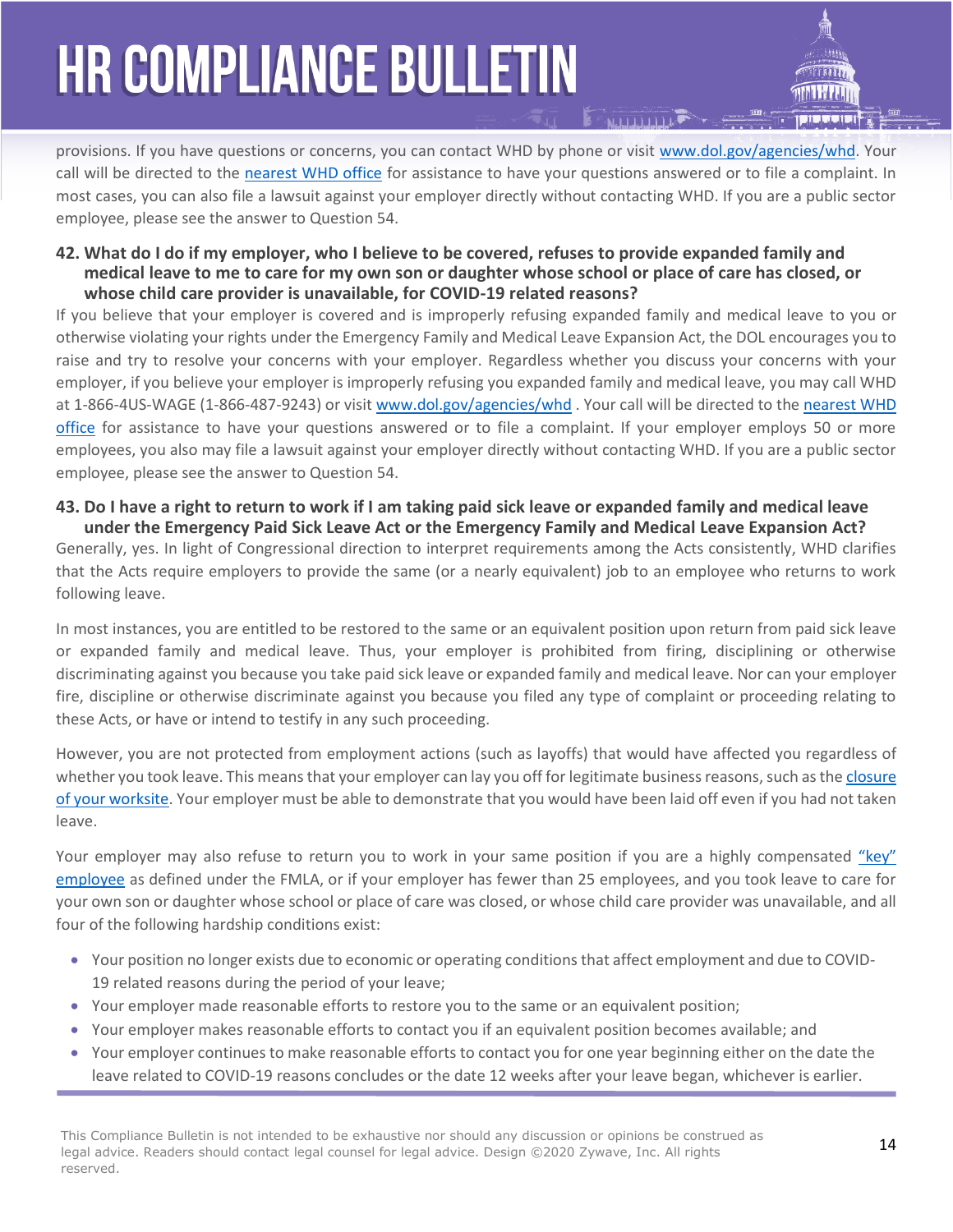provisions. If you have questions or concerns, you can contact WHD by phone or visit www.dol.gov/agencies/whd. Your call will be directed to the nearest WHD office for assistance to have your questions answered or to file a complaint. In most cases, you can also file a lawsuit against your employer directly without contacting WHD. If you are a public sector employee, please see the answer to Question 54.

**42. What do I do if my employer, who I believe to be covered, refuses to provide expanded family and medical leave to me to care for my own son or daughter whose school or place of care has closed, or whose child care provider is unavailable, for COVID-19 related reasons?**

If you believe that your employer is covered and is improperly refusing expanded family and medical leave to you or otherwise violating your rights under the Emergency Family and Medical Leave Expansion Act, the DOL encourages you to raise and try to resolve your concerns with your employer. Regardless whether you discuss your concerns with your employer, if you believe your employer is improperly refusing you expanded family and medical leave, you may call WHD at 1-866-4US-WAGE (1-866-487-9243) or visit www.dol.gov/agencies/whd . Your call will be directed to the nearest WHD office for assistance to have your questions answered or to file a complaint. If your employer employs 50 or more employees, you also may file a lawsuit against your employer directly without contacting WHD. If you are a public sector employee, please see the answer to Question 54.

**43. Do I have a right to return to work if I am taking paid sick leave or expanded family and medical leave under the Emergency Paid Sick Leave Act or the Emergency Family and Medical Leave Expansion Act?**

Generally, yes. In light of Congressional direction to interpret requirements among the Acts consistently, WHD clarifies that the Acts require employers to provide the same (or a nearly equivalent) job to an employee who returns to work following leave.

In most instances, you are entitled to be restored to the same or an equivalent position upon return from paid sick leave or expanded family and medical leave. Thus, your employer is prohibited from firing, disciplining or otherwise discriminating against you because you take paid sick leave or expanded family and medical leave. Nor can your employer fire, discipline or otherwise discriminate against you because you filed any type of complaint or proceeding relating to these Acts, or have or intend to testify in any such proceeding.

However, you are not protected from employment actions (such as layoffs) that would have affected you regardless of whether you took leave. This means that your employer can lay you off for legitimate business reasons, such as the closure of your worksite. Your employer must be able to demonstrate that you would have been laid off even if you had not taken leave.

Your employer may also refuse to return you to work in your same position if you are a highly compensated "key" employee as defined under the FMLA, or if your employer has fewer than 25 employees, and you took leave to care for your own son or daughter whose school or place of care was closed, or whose child care provider was unavailable, and all four of the following hardship conditions exist:

- Your position no longer exists due to economic or operating conditions that affect employment and due to COVID-19 related reasons during the period of your leave;
- Your employer made reasonable efforts to restore you to the same or an equivalent position;
- Your employer makes reasonable efforts to contact you if an equivalent position becomes available; and
- Your employer continues to make reasonable efforts to contact you for one year beginning either on the date the leave related to COVID-19 reasons concludes or the date 12 weeks after your leave began, whichever is earlier.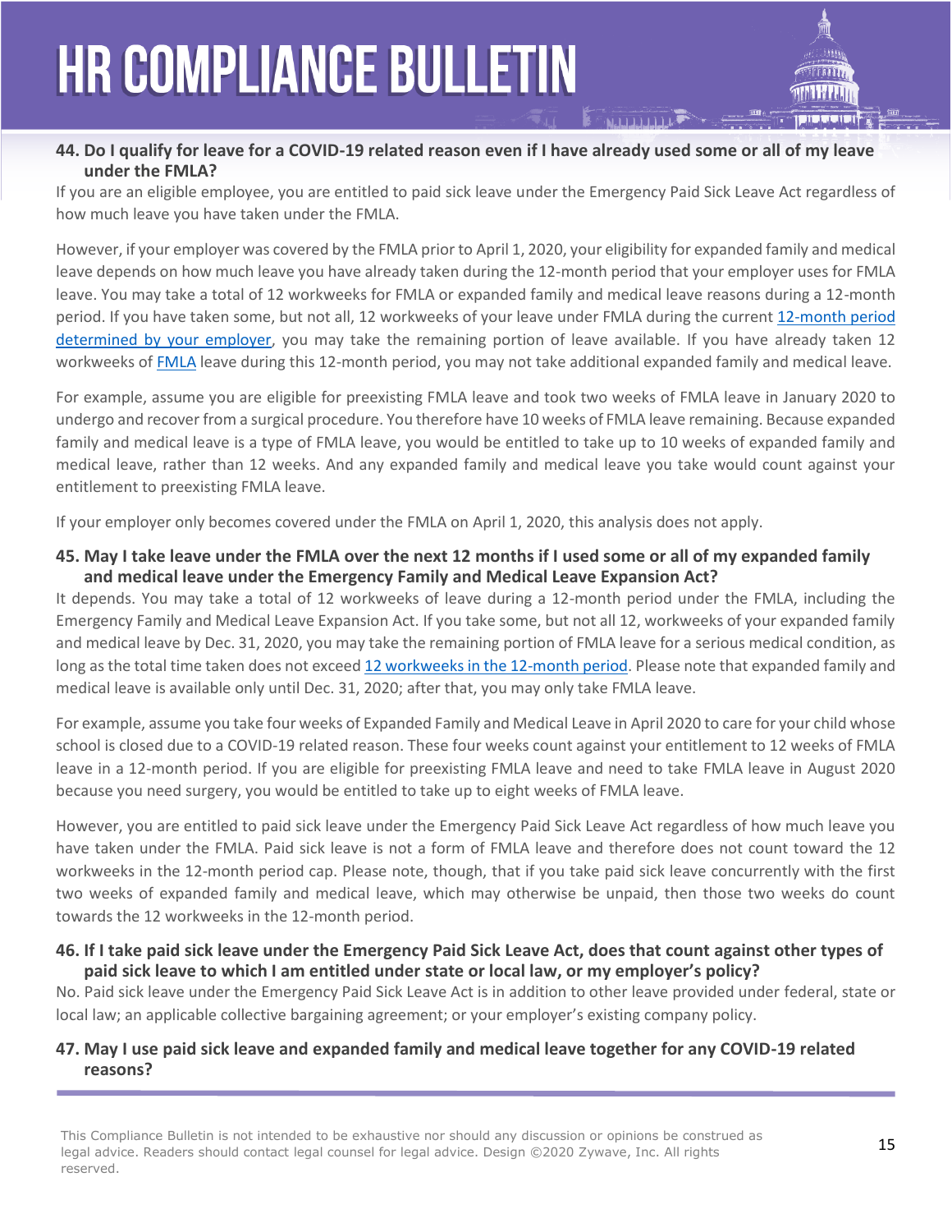### 44. Do I qualify for leave for a COVID-19 related reason even if I have already used some or all of my leave under the FMLA?

If you are an eligible employee, you are entitled to paid sick leave under the Emergency Paid Sick Leave Act regardless of how much leave you have taken under the FMLA.

However, if your employer was covered by the FMLA prior to April 1, 2020, your eligibility for expanded family and medical leave depends on how much leave you have already taken during the 12-month period that your employer uses for FMLA leave. You may take a total of 12 workweeks for FMLA or expanded family and medical leave reasons during a 12-month period. If you have taken some, but not all, 12 workweeks of your leave under FMLA during the current 12-month period determined by your employer, you may take the remaining portion of leave available. If you have already taken 12 workweeks of FMLA leave during this 12-month period, you may not take additional expanded family and medical leave.

For example, assume you are eligible for preexisting FMLA leave and took two weeks of FMLA leave in January 2020 to undergo and recover from a surgical procedure. You therefore have 10 weeks of FMLA leave remaining. Because expanded family and medical leave is a type of FMLA leave, you would be entitled to take up to 10 weeks of expanded family and medical leave, rather than 12 weeks. And any expanded family and medical leave you take would count against your entitlement to preexisting FMLA leave.

If your employer only becomes covered under the FMLA on April 1, 2020, this analysis does not apply.

### 45. May I take leave under the FMLA over the next 12 months if I used some or all of my expanded family and medical leave under the Emergency Family and Medical Leave Expansion Act?

It depends. You may take a total of 12 workweeks of leave during a 12-month period under the FMLA, including the Emergency Family and Medical Leave Expansion Act. If you take some, but not all 12, workweeks of your expanded family and medical leave by Dec. 31, 2020, you may take the remaining portion of FMLA leave for a serious medical condition, as long as the total time taken does not exceed 12 workweeks in the 12-month period. Please note that expanded family and medical leave is available only until Dec. 31, 2020; after that, you may only take FMLA leave.

For example, assume you take four weeks of Expanded Family and Medical Leave in April 2020 to care for your child whose school is closed due to a COVID-19 related reason. These four weeks count against your entitlement to 12 weeks of FMLA leave in a 12-month period. If you are eligible for preexisting FMLA leave and need to take FMLA leave in August 2020 because you need surgery, you would be entitled to take up to eight weeks of FMLA leave.

However, you are entitled to paid sick leave under the Emergency Paid Sick Leave Act regardless of how much leave you have taken under the FMLA. Paid sick leave is not a form of FMLA leave and therefore does not count toward the 12 workweeks in the 12-month period cap. Please note, though, that if you take paid sick leave concurrently with the first two weeks of expanded family and medical leave, which may otherwise be unpaid, then those two weeks do count towards the 12 workweeks in the 12-month period.

### 46. If I take paid sick leave under the Emergency Paid Sick Leave Act, does that count against other types of paid sick leave to which I am entitled under state or local law, or my employer's policy?

No. Paid sick leave under the Emergency Paid Sick Leave Act is in addition to other leave provided under federal, state or local law; an applicable collective bargaining agreement; or your employer's existing company policy.

### 47. May I use paid sick leave and expanded family and medical leave together for any COVID-19 related reasons?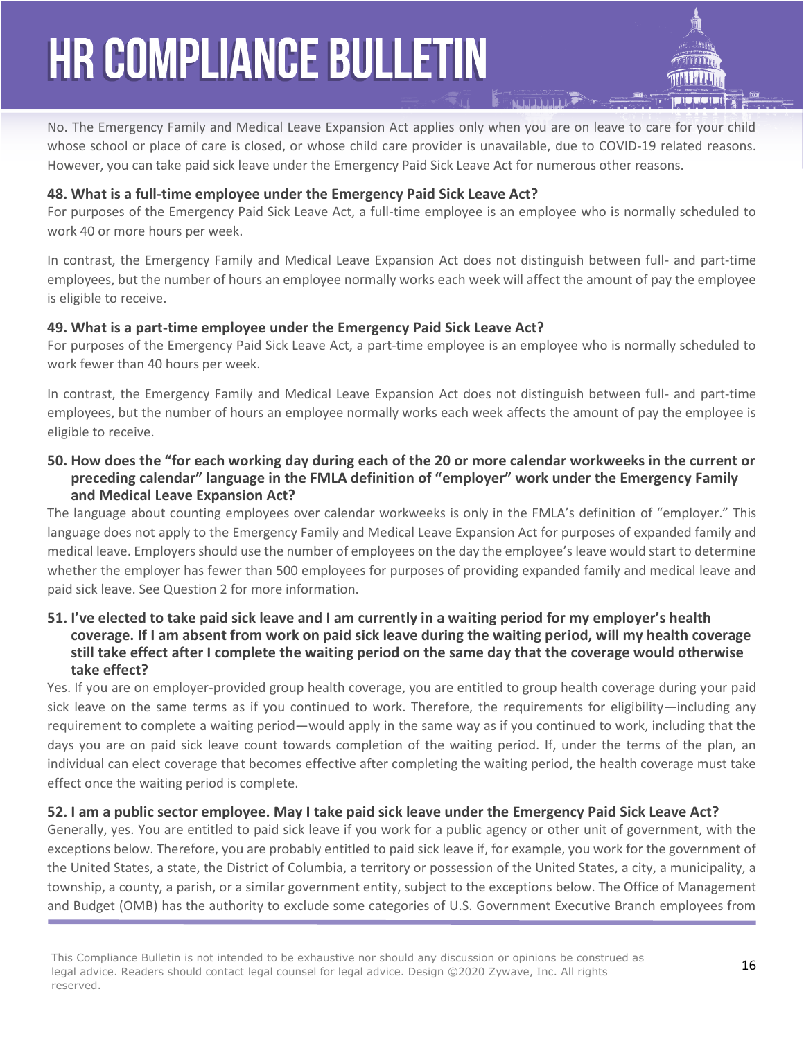No. The Emergency Family and Medical Leave Expansion Act applies only when you are on leave to care for your child whose school or place of care is closed, or whose child care provider is unavailable, due to COVID-19 related reasons. However, you can take paid sick leave under the Emergency Paid Sick Leave Act for numerous other reasons.

**48. What is a full-time employee under the Emergency Paid Sick Leave Act?**

For purposes of the Emergency Paid Sick Leave Act, a full-time employee is an employee who is normally scheduled to work 40 or more hours per week.

In contrast, the Emergency Family and Medical Leave Expansion Act does not distinguish between full- and part-time employees, but the number of hours an employee normally works each week will affect the amount of pay the employee is eligible to receive.

**49. What is a part-time employee under the Emergency Paid Sick Leave Act?**

For purposes of the Emergency Paid Sick Leave Act, a part-time employee is an employee who is normally scheduled to work fewer than 40 hours per week.

In contrast, the Emergency Family and Medical Leave Expansion Act does not distinguish between full- and part-time employees, but the number of hours an employee normally works each week affects the amount of pay the employee is eligible to receive.

**50. How does the "for each working day during each of the 20 or more calendar workweeks in the current or preceding calendar" language in the FMLA definition of "employer" work under the Emergency Family and Medical Leave Expansion Act?**

The language about counting employees over calendar workweeks is only in the FMLA's definition of "employer." This language does not apply to the Emergency Family and Medical Leave Expansion Act for purposes of expanded family and medical leave. Employers should use the number of employees on the day the employee's leave would start to determine whether the employer has fewer than 500 employees for purposes of providing expanded family and medical leave and paid sick leave. See Question 2 for more information.

**51. I've elected to take paid sick leave and I am currently in a waiting period for my employer's health coverage. If I am absent from work on paid sick leave during the waiting period, will my health coverage still take effect after I complete the waiting period on the same day that the coverage would otherwise take effect?**

Yes. If you are on employer-provided group health coverage, you are entitled to group health coverage during your paid sick leave on the same terms as if you continued to work. Therefore, the requirements for eligibility—including any requirement to complete a waiting period—would apply in the same way as if you continued to work, including that the days you are on paid sick leave count towards completion of the waiting period. If, under the terms of the plan, an individual can elect coverage that becomes effective after completing the waiting period, the health coverage must take effect once the waiting period is complete.

**52. I am a public sector employee. May I take paid sick leave under the Emergency Paid Sick Leave Act?**

Generally, yes. You are entitled to paid sick leave if you work for a public agency or other unit of government, with the exceptions below. Therefore, you are probably entitled to paid sick leave if, for example, you work for the government of the United States, a state, the District of Columbia, a territory or possession of the United States, a city, a municipality, a township, a county, a parish, or a similar government entity, subject to the exceptions below. The Office of Management and Budget (OMB) has the authority to exclude some categories of U.S. Government Executive Branch employees from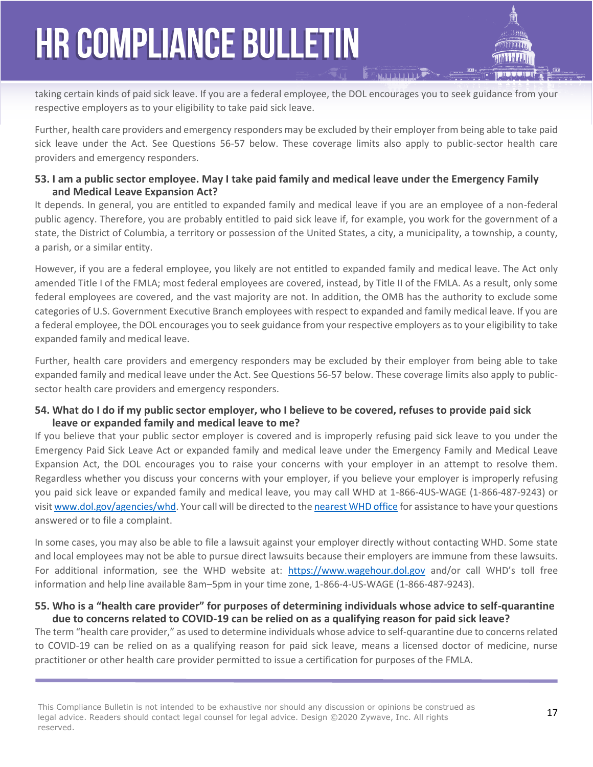taking certain kinds of paid sick leave. If you are a federal employee, the DOL encourages you to seek guidance from your respective employers as to your eligibility to take paid sick leave.

Further, health care providers and emergency responders may be excluded by their employer from being able to take paid sick leave under the Act. See Questions 56-57 below. These coverage limits also apply to public-sector health care providers and emergency responders.

### 53. I am a public sector employee. May I take paid family and medical leave under the Emergency Family and Medical Leave Expansion Act?

It depends. In general, you are entitled to expanded family and medical leave if you are an employee of a non-federal public agency. Therefore, you are probably entitled to paid sick leave if, for example, you work for the government of a state, the District of Columbia, a territory or possession of the United States, a city, a municipality, a township, a county, a parish, or a similar entity.

However, if you are a federal employee, you likely are not entitled to expanded family and medical leave. The Act only amended Title I of the FMLA; most federal employees are covered, instead, by Title II of the FMLA. As a result, only some federal employees are covered, and the vast majority are not. In addition, the OMB has the authority to exclude some categories of U.S. Government Executive Branch employees with respect to expanded and family medical leave. If you are a federal employee, the DOL encourages you to seek guidance from your respective employers as to your eligibility to take expanded family and medical leave.

Further, health care providers and emergency responders may be excluded by their employer from being able to take expanded family and medical leave under the Act. See Questions 56-57 below. These coverage limits also apply to public-sector health care providers and emergency responders.

### 54. What do I do if my public sector employer, who I believe to be covered, refuses to provide paid sick leave or expanded family and medical leave to me?

If you believe that your public sector employer is covered and is improperly refusing paid sick leave to you under the Emergency Paid Sick Leave Act or expanded family and medical leave under the Emergency Family and Medical Leave Expansion Act, the DOL encourages you to raise your concerns with your employer in an attempt to resolve them. Regardless whether you discuss your concerns with your employer, if you believe your employer is improperly refusing you paid sick leave or expanded family and medical leave, you may call WHD at 1-866-4US-WAGE (1-866-487-9243) or visit [www.dol.gov/agencies/whd](www.dol.gov/agencies/whd). Your call will be directed to the nearest WHD office for assistance to have your questions answered or to file a complaint.

In some cases, you may also be able to file a lawsuit against your employer directly without contacting WHD. Some state and local employees may not be able to pursue direct lawsuits because their employers are immune from these lawsuits. For additional information, see the WHD website at: [https://www.wagehour.dol.gov](https://www.wagehour.dol.gov) and/or call WHD's toll free information and help line available 8am–5pm in your time zone, 1-866-4-US-WAGE (1-866-487-9243).

### 55. Who is a "health care provider" for purposes of determining individuals whose advice to self-quarantine due to concerns related to COVID-19 can be relied on as a qualifying reason for paid sick leave?

The term "health care provider," as used to determine individuals whose advice to self-quarantine due to concerns related to COVID-19 can be relied on as a qualifying reason for paid sick leave, means a licensed doctor of medicine, nurse practitioner or other health care provider permitted to issue a certification for purposes of the FMLA.

This Compliance Bulletin is not intended to be exhaustive nor should any discussion or opinions be construed as legal advice. Readers should contact legal counsel for legal advice. Design ©2020 Zywave, Inc. All rights reserved.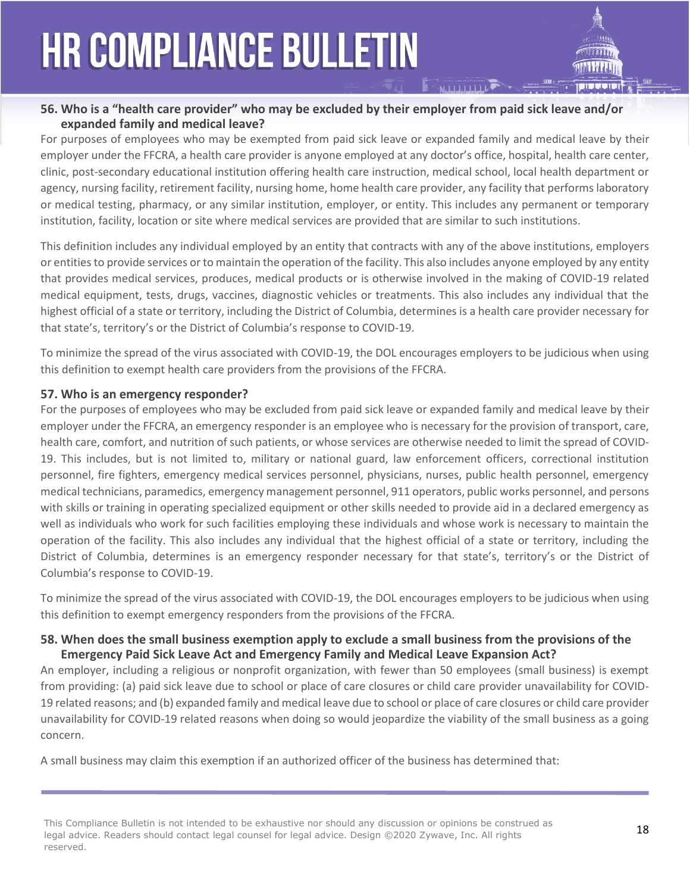### 56. Who is a "health care provider" who may be excluded by their employer from paid sick leave and/or expanded family and medical leave?

For purposes of employees who may be exempted from paid sick leave or expanded family and medical leave by their employer under the FFCRA, a health care provider is anyone employed at any doctor's office, hospital, health care center, clinic, post-secondary educational institution offering health care instruction, medical school, local health department or agency, nursing facility, retirement facility, nursing home, home health care provider, any facility that performs laboratory or medical testing, pharmacy, or any similar institution, employer, or entity. This includes any permanent or temporary institution, facility, location or site where medical services are provided that are similar to such institutions.

This definition includes any individual employed by an entity that contracts with any of the above institutions, employers or entities to provide services or to maintain the operation of the facility. This also includes anyone employed by any entity that provides medical services, produces, medical products or is otherwise involved in the making of COVID-19 related medical equipment, tests, drugs, vaccines, diagnostic vehicles or treatments. This also includes any individual that the highest official of a state or territory, including the District of Columbia, determines is a health care provider necessary for that state's, territory's or the District of Columbia's response to COVID-19.

To minimize the spread of the virus associated with COVID-19, the DOL encourages employers to be judicious when using this definition to exempt health care providers from the provisions of the FFCRA.

### 57. Who is an emergency responder?

For the purposes of employees who may be excluded from paid sick leave or expanded family and medical leave by their employer under the FFCRA, an emergency responder is an employee who is necessary for the provision of transport, care, health care, comfort, and nutrition of such patients, or whose services are otherwise needed to limit the spread of COVID-19. This includes, but is not limited to, military or national guard, law enforcement officers, correctional institution personnel, fire fighters, emergency medical services personnel, physicians, nurses, public health personnel, emergency medical technicians, paramedics, emergency management personnel, 911 operators, public works personnel, and persons with skills or training in operating specialized equipment or other skills needed to provide aid in a declared emergency as well as individuals who work for such facilities employing these individuals and whose work is necessary to maintain the operation of the facility. This also includes any individual that the highest official of a state or territory, including the District of Columbia, determines is an emergency responder necessary for that state's, territory's or the District of Columbia's response to COVID-19.

To minimize the spread of the virus associated with COVID-19, the DOL encourages employers to be judicious when using this definition to exempt emergency responders from the provisions of the FFCRA.

### 58. When does the small business exemption apply to exclude a small business from the provisions of the Emergency Paid Sick Leave Act and Emergency Family and Medical Leave Expansion Act?

An employer, including a religious or nonprofit organization, with fewer than 50 employees (small business) is exempt from providing: (a) paid sick leave due to school or place of care closures or child care provider unavailability for COVID-19 related reasons; and (b) expanded family and medical leave due to school or place of care closures or child care provider unavailability for COVID-19 related reasons when doing so would jeopardize the viability of the small business as a going concern.

A small business may claim this exemption if an authorized officer of the business has determined that: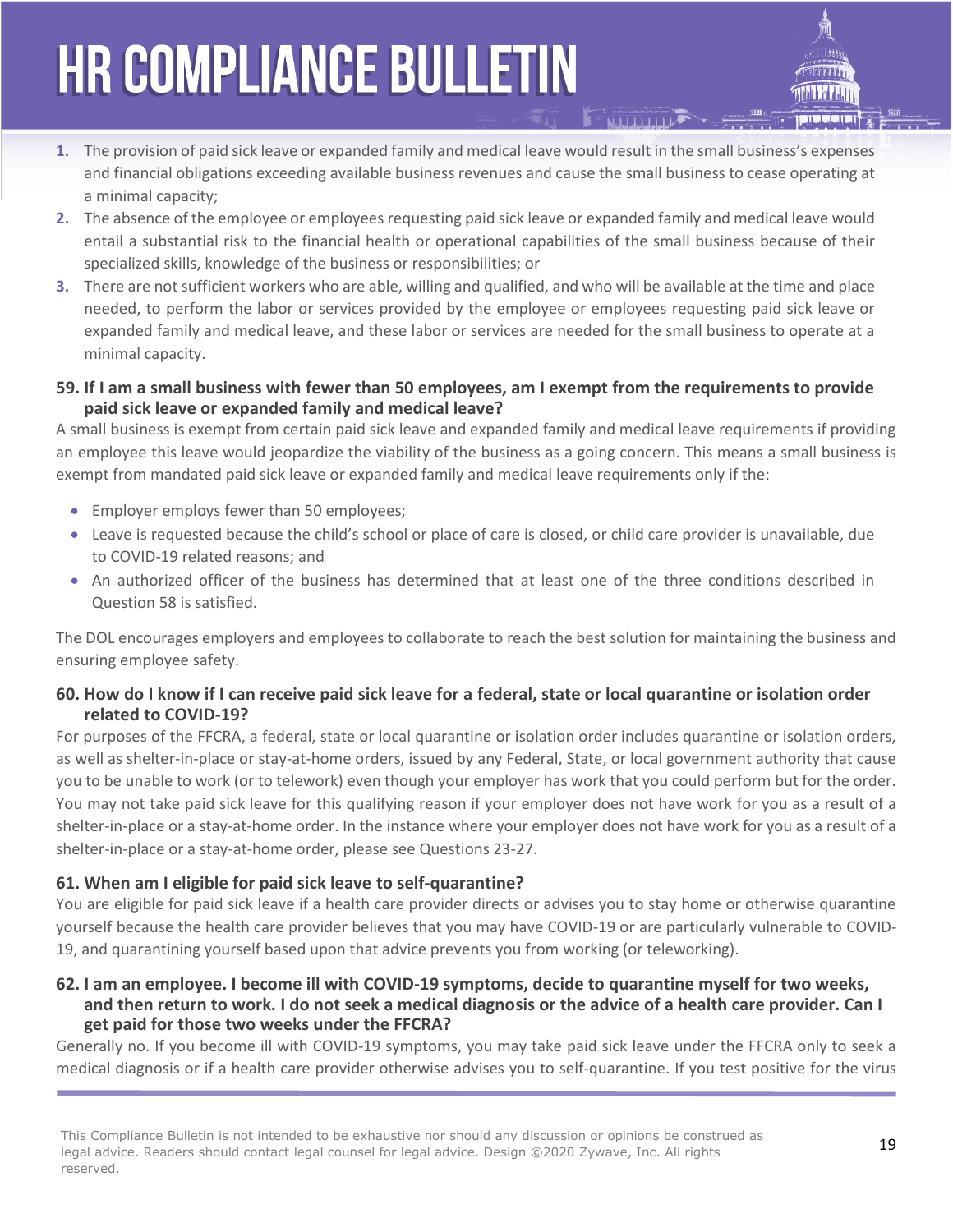1. The provision of paid sick leave or expanded family and medical leave would result in the small business's expenses and financial obligations exceeding available business revenues and cause the small business to cease operating at a minimal capacity;
2. The absence of the employee or employees requesting paid sick leave or expanded family and medical leave would entail a substantial risk to the financial health or operational capabilities of the small business because of their specialized skills, knowledge of the business or responsibilities; or
3. There are not sufficient workers who are able, willing and qualified, and who will be available at the time and place needed, to perform the labor or services provided by the employee or employees requesting paid sick leave or expanded family and medical leave, and these labor or services are needed for the small business to operate at a minimal capacity.

### 59. If I am a small business with fewer than 50 employees, am I exempt from the requirements to provide paid sick leave or expanded family and medical leave?

A small business is exempt from certain paid sick leave and expanded family and medical leave requirements if providing an employee this leave would jeopardize the viability of the business as a going concern. This means a small business is exempt from mandated paid sick leave or expanded family and medical leave requirements only if the:

- Employer employs fewer than 50 employees;
- Leave is requested because the child's school or place of care is closed, or child care provider is unavailable, due to COVID-19 related reasons; and
- An authorized officer of the business has determined that at least one of the three conditions described in Question 58 is satisfied.

The DOL encourages employers and employees to collaborate to reach the best solution for maintaining the business and ensuring employee safety.

### 60. How do I know if I can receive paid sick leave for a federal, state or local quarantine or isolation order related to COVID-19?

For purposes of the FFCRA, a federal, state or local quarantine or isolation order includes quarantine or isolation orders, as well as shelter-in-place or stay-at-home orders, issued by any Federal, State, or local government authority that cause you to be unable to work (or to telework) even though your employer has work that you could perform but for the order. You may not take paid sick leave for this qualifying reason if your employer does not have work for you as a result of a shelter-in-place or a stay-at-home order. In the instance where your employer does not have work for you as a result of a shelter-in-place or a stay-at-home order, please see Questions 23-27.

### 61. When am I eligible for paid sick leave to self-quarantine?

You are eligible for paid sick leave if a health care provider directs or advises you to stay home or otherwise quarantine yourself because the health care provider believes that you may have COVID-19 or are particularly vulnerable to COVID-19, and quarantining yourself based upon that advice prevents you from working (or teleworking).

### 62. I am an employee. I become ill with COVID-19 symptoms, decide to quarantine myself for two weeks, and then return to work. I do not seek a medical diagnosis or the advice of a health care provider. Can I get paid for those two weeks under the FFCRA?

Generally no. If you become ill with COVID-19 symptoms, you may take paid sick leave under the FFCRA only to seek a medical diagnosis or if a health care provider otherwise advises you to self-quarantine. If you test positive for the virus

This Compliance Bulletin is not intended to be exhaustive nor should any discussion or opinions be construed as legal advice. Readers should contact legal counsel for legal advice. Design ©2020 Zywave, Inc. All rights reserved.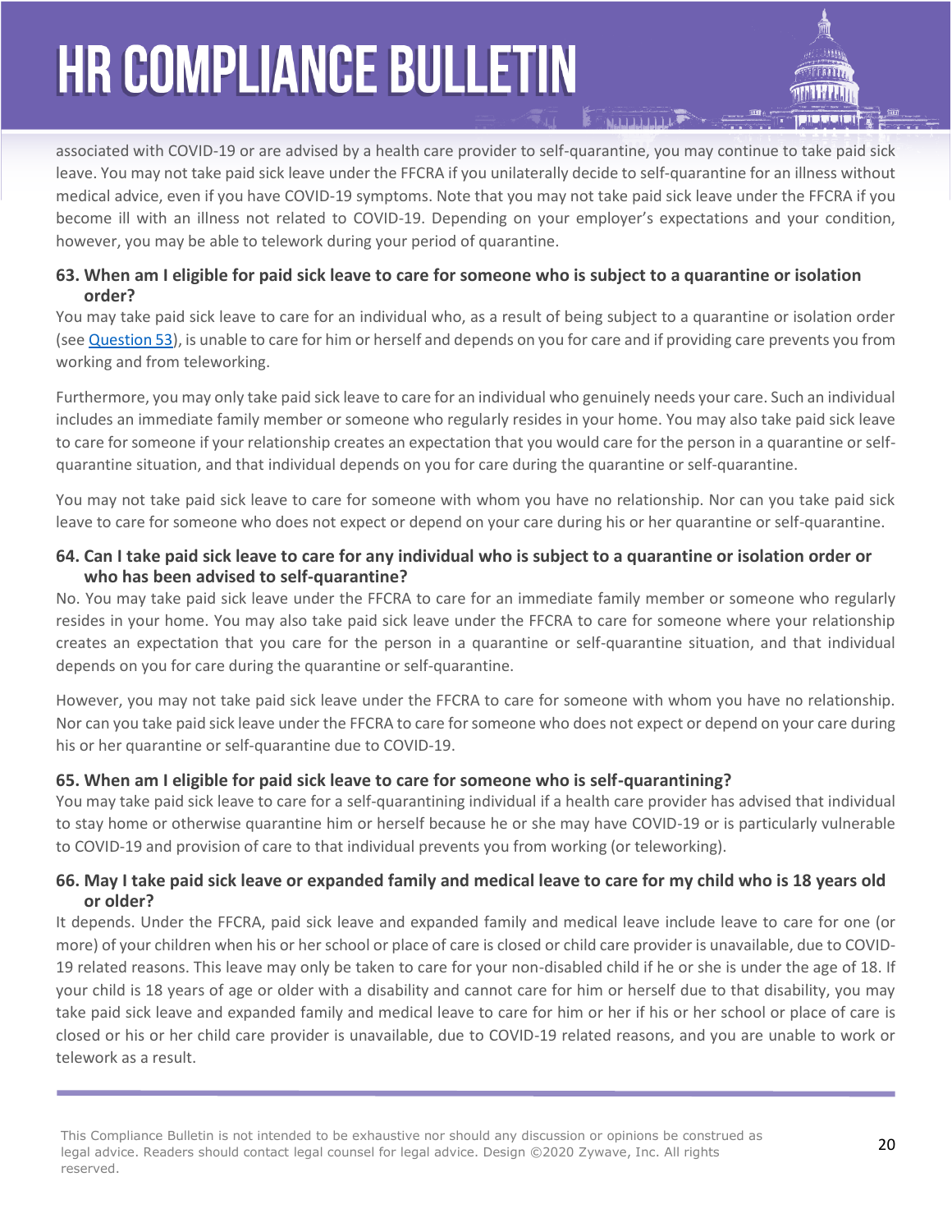associated with COVID-19 or are advised by a health care provider to self-quarantine, you may continue to take paid sick leave. You may not take paid sick leave under the FFCRA if you unilaterally decide to self-quarantine for an illness without medical advice, even if you have COVID-19 symptoms. Note that you may not take paid sick leave under the FFCRA if you become ill with an illness not related to COVID-19. Depending on your employer's expectations and your condition, however, you may be able to telework during your period of quarantine.

### 63. When am I eligible for paid sick leave to care for someone who is subject to a quarantine or isolation order?

You may take paid sick leave to care for an individual who, as a result of being subject to a quarantine or isolation order (see Question 53), is unable to care for him or herself and depends on you for care and if providing care prevents you from working and from teleworking.

Furthermore, you may only take paid sick leave to care for an individual who genuinely needs your care. Such an individual includes an immediate family member or someone who regularly resides in your home. You may also take paid sick leave to care for someone if your relationship creates an expectation that you would care for the person in a quarantine or self-quarantine situation, and that individual depends on you for care during the quarantine or self-quarantine.

You may not take paid sick leave to care for someone with whom you have no relationship. Nor can you take paid sick leave to care for someone who does not expect or depend on your care during his or her quarantine or self-quarantine.

### 64. Can I take paid sick leave to care for any individual who is subject to a quarantine or isolation order or who has been advised to self-quarantine?

No. You may take paid sick leave under the FFCRA to care for an immediate family member or someone who regularly resides in your home. You may also take paid sick leave under the FFCRA to care for someone where your relationship creates an expectation that you care for the person in a quarantine or self-quarantine situation, and that individual depends on you for care during the quarantine or self-quarantine.

However, you may not take paid sick leave under the FFCRA to care for someone with whom you have no relationship. Nor can you take paid sick leave under the FFCRA to care for someone who does not expect or depend on your care during his or her quarantine or self-quarantine due to COVID-19.

### 65. When am I eligible for paid sick leave to care for someone who is self-quarantining?

You may take paid sick leave to care for a self-quarantining individual if a health care provider has advised that individual to stay home or otherwise quarantine him or herself because he or she may have COVID-19 or is particularly vulnerable to COVID-19 and provision of care to that individual prevents you from working (or teleworking).

### 66. May I take paid sick leave or expanded family and medical leave to care for my child who is 18 years old or older?

It depends. Under the FFCRA, paid sick leave and expanded family and medical leave include leave to care for one (or more) of your children when his or her school or place of care is closed or child care provider is unavailable, due to COVID-19 related reasons. This leave may only be taken to care for your non-disabled child if he or she is under the age of 18. If your child is 18 years of age or older with a disability and cannot care for him or herself due to that disability, you may take paid sick leave and expanded family and medical leave to care for him or her if his or her school or place of care is closed or his or her child care provider is unavailable, due to COVID-19 related reasons, and you are unable to work or telework as a result.

This Compliance Bulletin is not intended to be exhaustive nor should any discussion or opinions be construed as legal advice. Readers should contact legal counsel for legal advice. Design ©2020 Zywave, Inc. All rights reserved.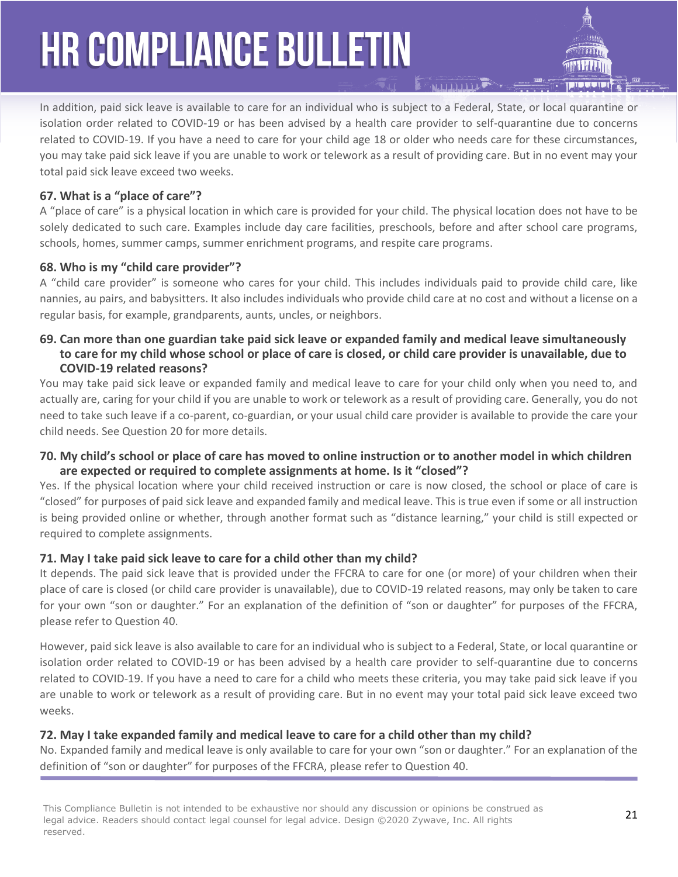In addition, paid sick leave is available to care for an individual who is subject to a Federal, State, or local quarantine or isolation order related to COVID-19 or has been advised by a health care provider to self-quarantine due to concerns related to COVID-19. If you have a need to care for your child age 18 or older who needs care for these circumstances, you may take paid sick leave if you are unable to work or telework as a result of providing care. But in no event may your total paid sick leave exceed two weeks.

### 67. What is a "place of care"?

A "place of care" is a physical location in which care is provided for your child. The physical location does not have to be solely dedicated to such care. Examples include day care facilities, preschools, before and after school care programs, schools, homes, summer camps, summer enrichment programs, and respite care programs.

### 68. Who is my "child care provider"?

A "child care provider" is someone who cares for your child. This includes individuals paid to provide child care, like nannies, au pairs, and babysitters. It also includes individuals who provide child care at no cost and without a license on a regular basis, for example, grandparents, aunts, uncles, or neighbors.

### 69. Can more than one guardian take paid sick leave or expanded family and medical leave simultaneously to care for my child whose school or place of care is closed, or child care provider is unavailable, due to COVID-19 related reasons?

You may take paid sick leave or expanded family and medical leave to care for your child only when you need to, and actually are, caring for your child if you are unable to work or telework as a result of providing care. Generally, you do not need to take such leave if a co-parent, co-guardian, or your usual child care provider is available to provide the care your child needs. See Question 20 for more details.

### 70. My child's school or place of care has moved to online instruction or to another model in which children are expected or required to complete assignments at home. Is it "closed"?

Yes. If the physical location where your child received instruction or care is now closed, the school or place of care is "closed" for purposes of paid sick leave and expanded family and medical leave. This is true even if some or all instruction is being provided online or whether, through another format such as "distance learning," your child is still expected or required to complete assignments.

### 71. May I take paid sick leave to care for a child other than my child?

It depends. The paid sick leave that is provided under the FFCRA to care for one (or more) of your children when their place of care is closed (or child care provider is unavailable), due to COVID-19 related reasons, may only be taken to care for your own "son or daughter." For an explanation of the definition of "son or daughter" for purposes of the FFCRA, please refer to Question 40.

However, paid sick leave is also available to care for an individual who is subject to a Federal, State, or local quarantine or isolation order related to COVID-19 or has been advised by a health care provider to self-quarantine due to concerns related to COVID-19. If you have a need to care for a child who meets these criteria, you may take paid sick leave if you are unable to work or telework as a result of providing care. But in no event may your total paid sick leave exceed two weeks.

### 72. May I take expanded family and medical leave to care for a child other than my child?

No. Expanded family and medical leave is only available to care for your own "son or daughter." For an explanation of the definition of "son or daughter" for purposes of the FFCRA, please refer to Question 40.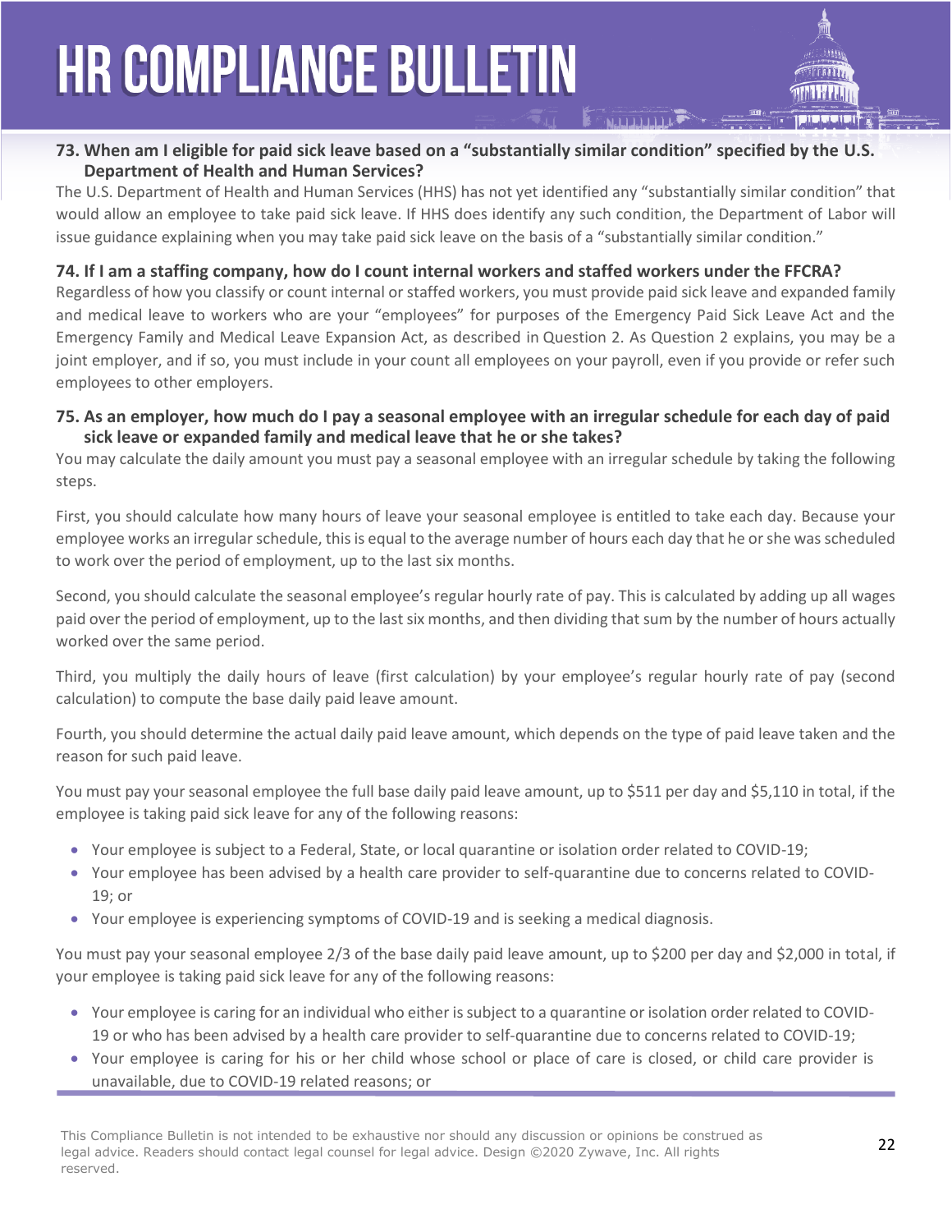### 73. When am I eligible for paid sick leave based on a "substantially similar condition" specified by the U.S. Department of Health and Human Services?

The U.S. Department of Health and Human Services (HHS) has not yet identified any "substantially similar condition" that would allow an employee to take paid sick leave. If HHS does identify any such condition, the Department of Labor will issue guidance explaining when you may take paid sick leave on the basis of a "substantially similar condition."

### 74. If I am a staffing company, how do I count internal workers and staffed workers under the FFCRA?

Regardless of how you classify or count internal or staffed workers, you must provide paid sick leave and expanded family and medical leave to workers who are your "employees" for purposes of the Emergency Paid Sick Leave Act and the Emergency Family and Medical Leave Expansion Act, as described in Question 2. As Question 2 explains, you may be a joint employer, and if so, you must include in your count all employees on your payroll, even if you provide or refer such employees to other employers.

### 75. As an employer, how much do I pay a seasonal employee with an irregular schedule for each day of paid sick leave or expanded family and medical leave that he or she takes?

You may calculate the daily amount you must pay a seasonal employee with an irregular schedule by taking the following steps.

First, you should calculate how many hours of leave your seasonal employee is entitled to take each day. Because your employee works an irregular schedule, this is equal to the average number of hours each day that he or she was scheduled to work over the period of employment, up to the last six months.

Second, you should calculate the seasonal employee's regular hourly rate of pay. This is calculated by adding up all wages paid over the period of employment, up to the last six months, and then dividing that sum by the number of hours actually worked over the same period.

Third, you multiply the daily hours of leave (first calculation) by your employee's regular hourly rate of pay (second calculation) to compute the base daily paid leave amount.

Fourth, you should determine the actual daily paid leave amount, which depends on the type of paid leave taken and the reason for such paid leave.

You must pay your seasonal employee the full base daily paid leave amount, up to $511 per day and $5,110 in total, if the employee is taking paid sick leave for any of the following reasons:

- Your employee is subject to a Federal, State, or local quarantine or isolation order related to COVID-19;
- Your employee has been advised by a health care provider to self-quarantine due to concerns related to COVID-19; or
- Your employee is experiencing symptoms of COVID-19 and is seeking a medical diagnosis.

You must pay your seasonal employee 2/3 of the base daily paid leave amount, up to $200 per day and $2,000 in total, if your employee is taking paid sick leave for any of the following reasons:

- Your employee is caring for an individual who either is subject to a quarantine or isolation order related to COVID-19 or who has been advised by a health care provider to self-quarantine due to concerns related to COVID-19;
- Your employee is caring for his or her child whose school or place of care is closed, or child care provider is unavailable, due to COVID-19 related reasons; or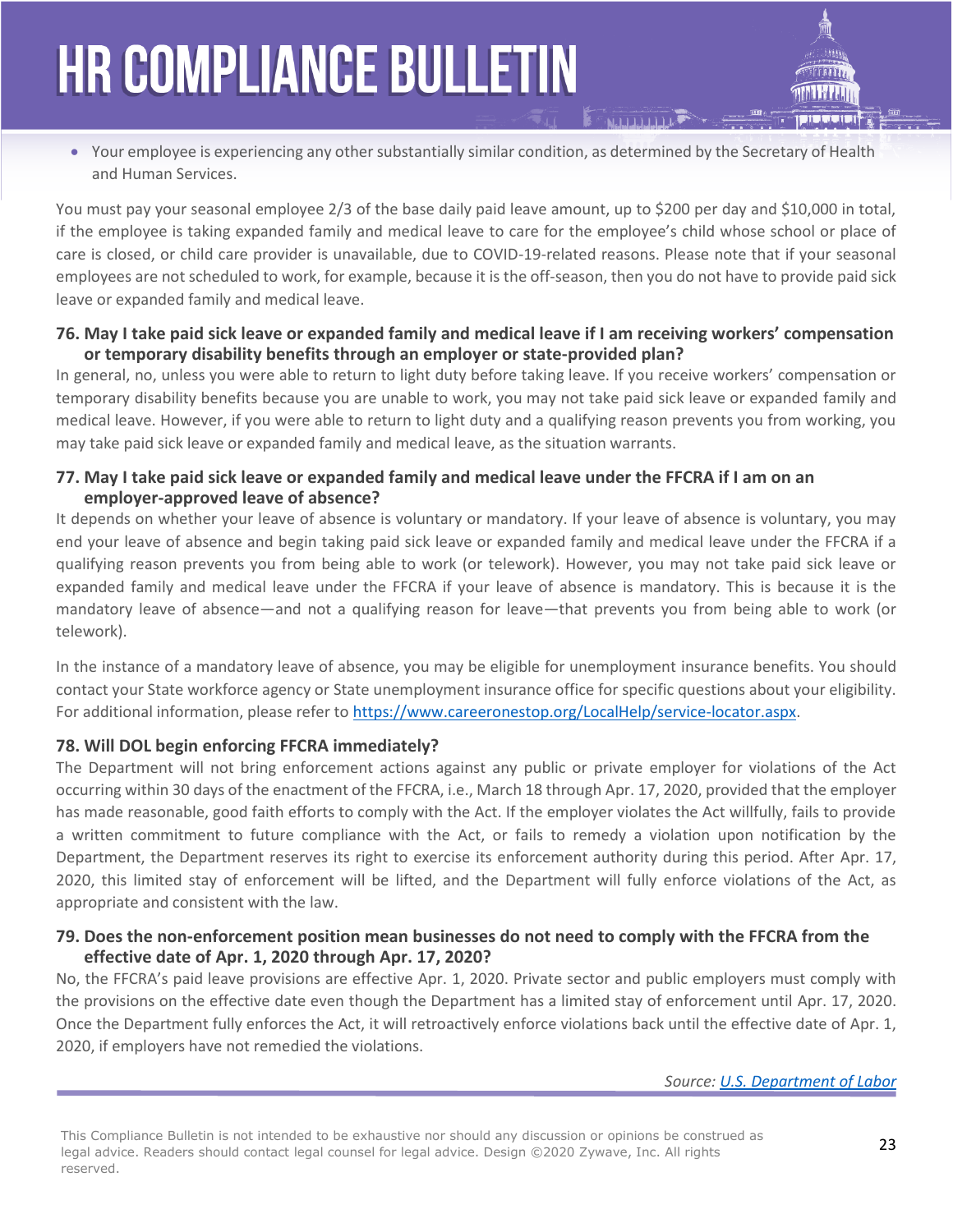- Your employee is experiencing any other substantially similar condition, as determined by the Secretary of Health and Human Services.

You must pay your seasonal employee 2/3 of the base daily paid leave amount, up to $200 per day and $10,000 in total, if the employee is taking expanded family and medical leave to care for the employee's child whose school or place of care is closed, or child care provider is unavailable, due to COVID-19-related reasons. Please note that if your seasonal employees are not scheduled to work, for example, because it is the off-season, then you do not have to provide paid sick leave or expanded family and medical leave.

**76. May I take paid sick leave or expanded family and medical leave if I am receiving workers' compensation or temporary disability benefits through an employer or state-provided plan?**

In general, no, unless you were able to return to light duty before taking leave. If you receive workers' compensation or temporary disability benefits because you are unable to work, you may not take paid sick leave or expanded family and medical leave. However, if you were able to return to light duty and a qualifying reason prevents you from working, you may take paid sick leave or expanded family and medical leave, as the situation warrants.

**77. May I take paid sick leave or expanded family and medical leave under the FFCRA if I am on an employer-approved leave of absence?**

It depends on whether your leave of absence is voluntary or mandatory. If your leave of absence is voluntary, you may end your leave of absence and begin taking paid sick leave or expanded family and medical leave under the FFCRA if a qualifying reason prevents you from being able to work (or telework). However, you may not take paid sick leave or expanded family and medical leave under the FFCRA if your leave of absence is mandatory. This is because it is the mandatory leave of absence—and not a qualifying reason for leave—that prevents you from being able to work (or telework).

In the instance of a mandatory leave of absence, you may be eligible for unemployment insurance benefits. You should contact your State workforce agency or State unemployment insurance office for specific questions about your eligibility. For additional information, please refer to https://www.careeronestop.org/LocalHelp/service-locator.aspx.

**78. Will DOL begin enforcing FFCRA immediately?**

The Department will not bring enforcement actions against any public or private employer for violations of the Act occurring within 30 days of the enactment of the FFCRA, i.e., March 18 through Apr. 17, 2020, provided that the employer has made reasonable, good faith efforts to comply with the Act. If the employer violates the Act willfully, fails to provide a written commitment to future compliance with the Act, or fails to remedy a violation upon notification by the Department, the Department reserves its right to exercise its enforcement authority during this period. After Apr. 17, 2020, this limited stay of enforcement will be lifted, and the Department will fully enforce violations of the Act, as appropriate and consistent with the law.

**79. Does the non-enforcement position mean businesses do not need to comply with the FFCRA from the effective date of Apr. 1, 2020 through Apr. 17, 2020?**

No, the FFCRA's paid leave provisions are effective Apr. 1, 2020. Private sector and public employers must comply with the provisions on the effective date even though the Department has a limited stay of enforcement until Apr. 17, 2020. Once the Department fully enforces the Act, it will retroactively enforce violations back until the effective date of Apr. 1, 2020, if employers have not remedied the violations.

*Source: U.S. Department of Labor*

This Compliance Bulletin is not intended to be exhaustive nor should any discussion or opinions be construed as legal advice. Readers should contact legal counsel for legal advice. Design ©2020 Zywave, Inc. All rights reserved.